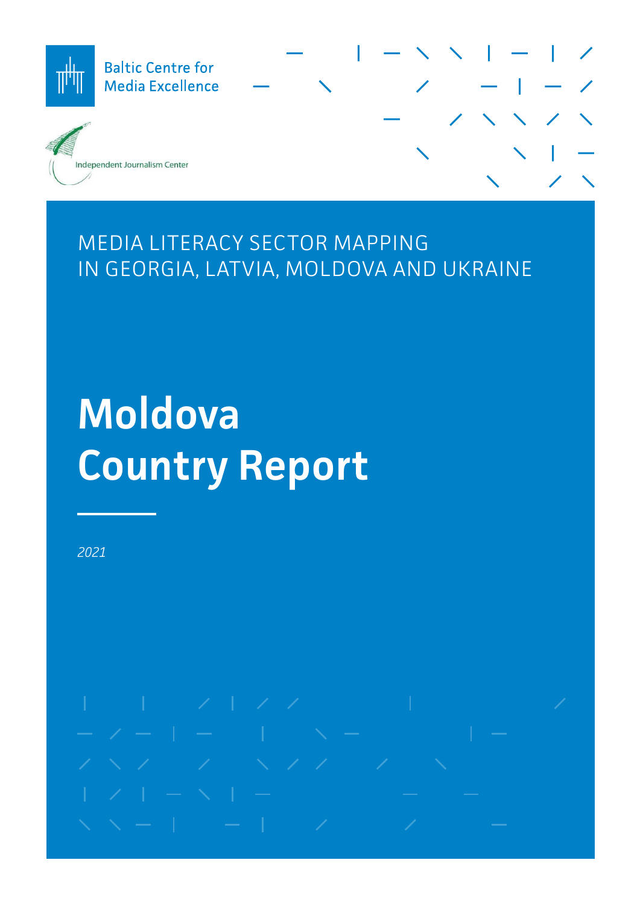Baltic Centre for Media Excellence

Independent Journalism Center

MEDIA LITERACY SECTOR MAPPING
IN GEORGIA, LATVIA, MOLDOVA AND UKRAINE

# Moldova Country Report

*2021*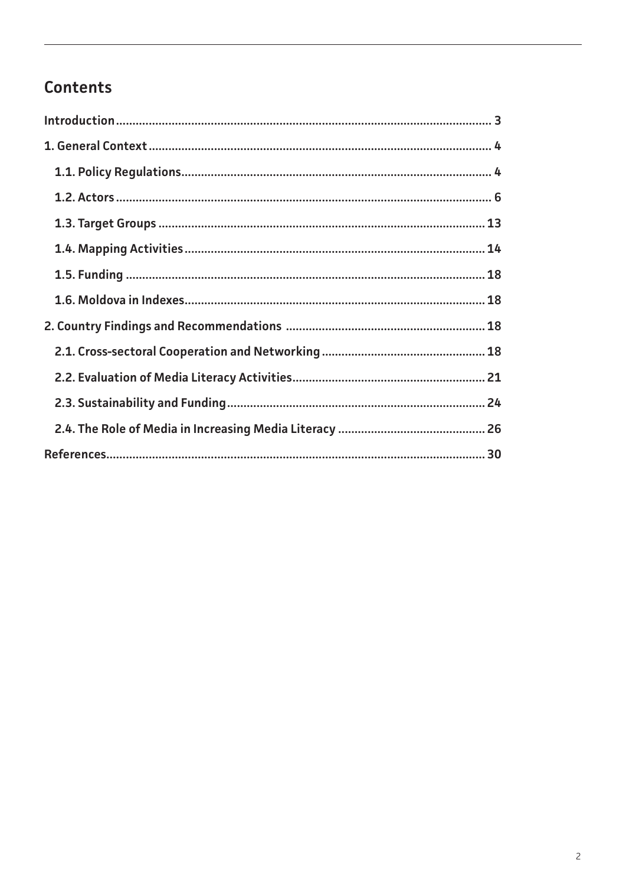## Contents

**Introduction** ..... 3

**1. General Context** ..... 4

- **1.1. Policy Regulations** ..... 4
- **1.2. Actors** ..... 6
- **1.3. Target Groups** ..... 13
- **1.4. Mapping Activities** ..... 14
- **1.5. Funding** ..... 18
- **1.6. Moldova in Indexes** ..... 18

**2. Country Findings and Recommendations** ..... 18

- **2.1. Cross-sectoral Cooperation and Networking** ..... 18
- **2.2. Evaluation of Media Literacy Activities** ..... 21
- **2.3. Sustainability and Funding** ..... 24
- **2.4. The Role of Media in Increasing Media Literacy** ..... 26

**References** ..... 30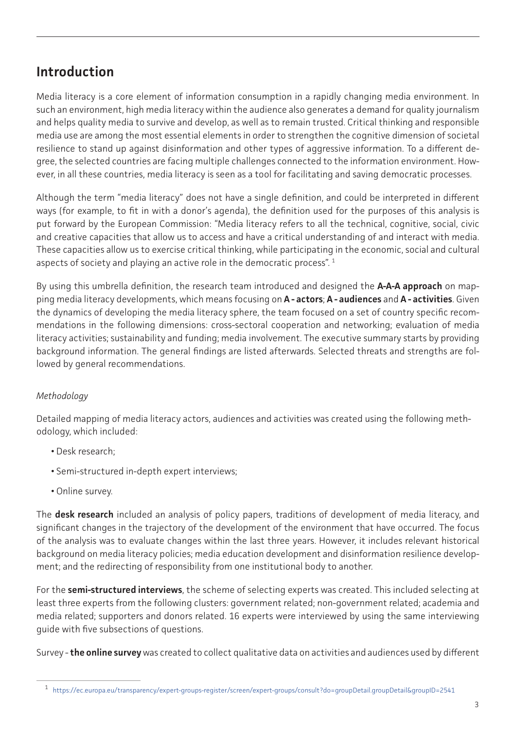## Introduction

Media literacy is a core element of information consumption in a rapidly changing media environment. In such an environment, high media literacy within the audience also generates a demand for quality journalism and helps quality media to survive and develop, as well as to remain trusted. Critical thinking and responsible media use are among the most essential elements in order to strengthen the cognitive dimension of societal resilience to stand up against disinformation and other types of aggressive information. To a different degree, the selected countries are facing multiple challenges connected to the information environment. However, in all these countries, media literacy is seen as a tool for facilitating and saving democratic processes.

Although the term "media literacy" does not have a single definition, and could be interpreted in different ways (for example, to fit in with a donor's agenda), the definition used for the purposes of this analysis is put forward by the European Commission: "Media literacy refers to all the technical, cognitive, social, civic and creative capacities that allow us to access and have a critical understanding of and interact with media. These capacities allow us to exercise critical thinking, while participating in the economic, social and cultural aspects of society and playing an active role in the democratic process".[1]

By using this umbrella definition, the research team introduced and designed the **A-A-A approach** on mapping media literacy developments, which means focusing on **A - actors**; **A - audiences** and **A - activities**. Given the dynamics of developing the media literacy sphere, the team focused on a set of country specific recommendations in the following dimensions: cross-sectoral cooperation and networking; evaluation of media literacy activities; sustainability and funding; media involvement. The executive summary starts by providing background information. The general findings are listed afterwards. Selected threats and strengths are followed by general recommendations.

*Methodology*

Detailed mapping of media literacy actors, audiences and activities was created using the following methodology, which included:

- Desk research;
- Semi-structured in-depth expert interviews;
- Online survey.

The **desk research** included an analysis of policy papers, traditions of development of media literacy, and significant changes in the trajectory of the development of the environment that have occurred. The focus of the analysis was to evaluate changes within the last three years. However, it includes relevant historical background on media literacy policies; media education development and disinformation resilience development; and the redirecting of responsibility from one institutional body to another.

For the **semi-structured interviews**, the scheme of selecting experts was created. This included selecting at least three experts from the following clusters: government related; non-government related; academia and media related; supporters and donors related. 16 experts were interviewed by using the same interviewing guide with five subsections of questions.

Survey - **the online survey** was created to collect qualitative data on activities and audiences used by different

[1] https://ec.europa.eu/transparency/expert-groups-register/screen/expert-groups/consult?do=groupDetail.groupDetail&groupID=2541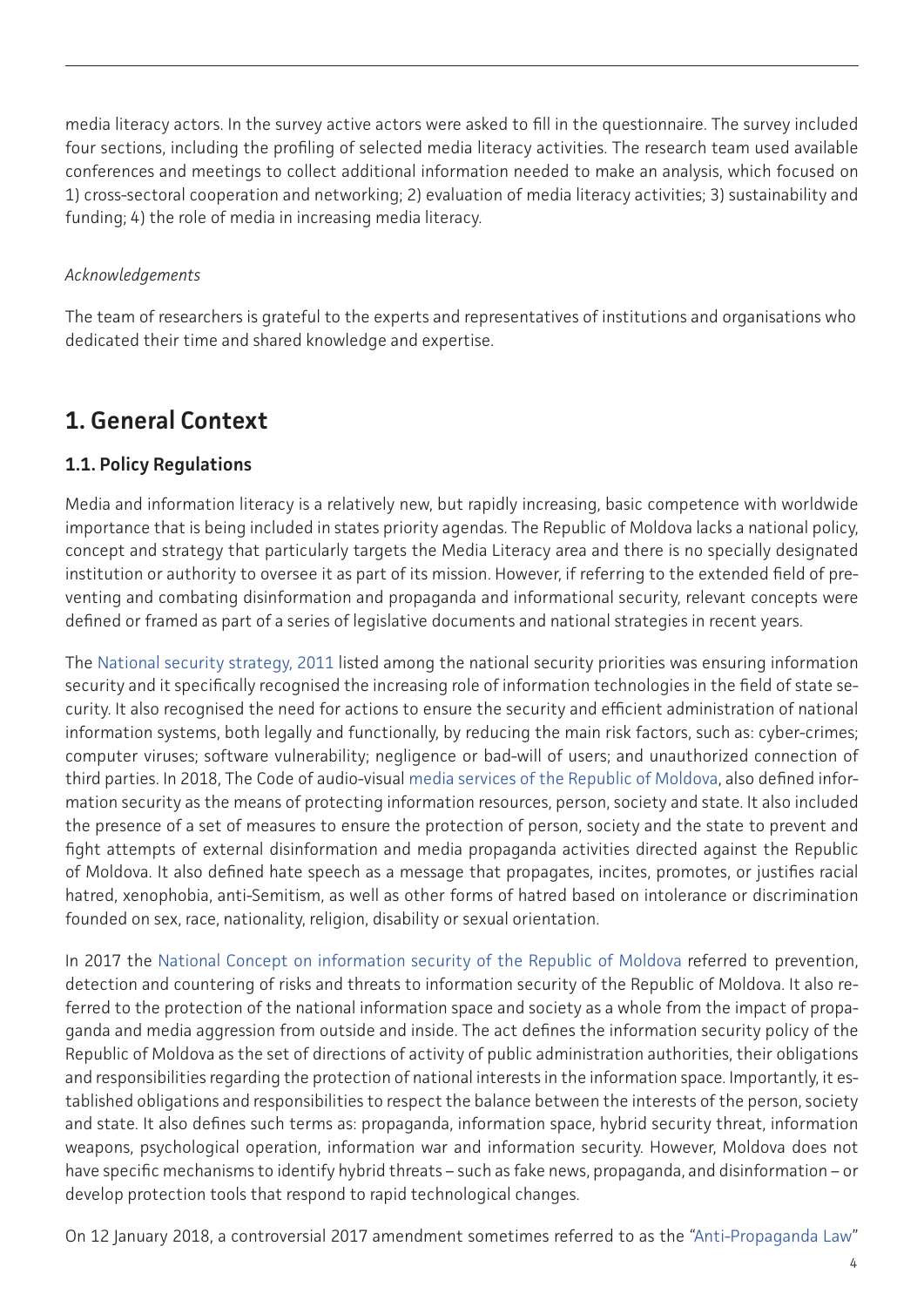media literacy actors. In the survey active actors were asked to fill in the questionnaire. The survey included four sections, including the profiling of selected media literacy activities. The research team used available conferences and meetings to collect additional information needed to make an analysis, which focused on 1) cross-sectoral cooperation and networking; 2) evaluation of media literacy activities; 3) sustainability and funding; 4) the role of media in increasing media literacy.

*Acknowledgements*

The team of researchers is grateful to the experts and representatives of institutions and organisations who dedicated their time and shared knowledge and expertise.

## 1. General Context

### 1.1. Policy Regulations

Media and information literacy is a relatively new, but rapidly increasing, basic competence with worldwide importance that is being included in states priority agendas. The Republic of Moldova lacks a national policy, concept and strategy that particularly targets the Media Literacy area and there is no specially designated institution or authority to oversee it as part of its mission. However, if referring to the extended field of preventing and combating disinformation and propaganda and informational security, relevant concepts were defined or framed as part of a series of legislative documents and national strategies in recent years.

The National security strategy, 2011 listed among the national security priorities was ensuring information security and it specifically recognised the increasing role of information technologies in the field of state security. It also recognised the need for actions to ensure the security and efficient administration of national information systems, both legally and functionally, by reducing the main risk factors, such as: cyber-crimes; computer viruses; software vulnerability; negligence or bad-will of users; and unauthorized connection of third parties. In 2018, The Code of audio-visual media services of the Republic of Moldova, also defined information security as the means of protecting information resources, person, society and state. It also included the presence of a set of measures to ensure the protection of person, society and the state to prevent and fight attempts of external disinformation and media propaganda activities directed against the Republic of Moldova. It also defined hate speech as a message that propagates, incites, promotes, or justifies racial hatred, xenophobia, anti-Semitism, as well as other forms of hatred based on intolerance or discrimination founded on sex, race, nationality, religion, disability or sexual orientation.

In 2017 the National Concept on information security of the Republic of Moldova referred to prevention, detection and countering of risks and threats to information security of the Republic of Moldova. It also referred to the protection of the national information space and society as a whole from the impact of propaganda and media aggression from outside and inside. The act defines the information security policy of the Republic of Moldova as the set of directions of activity of public administration authorities, their obligations and responsibilities regarding the protection of national interests in the information space. Importantly, it established obligations and responsibilities to respect the balance between the interests of the person, society and state. It also defines such terms as: propaganda, information space, hybrid security threat, information weapons, psychological operation, information war and information security. However, Moldova does not have specific mechanisms to identify hybrid threats – such as fake news, propaganda, and disinformation – or develop protection tools that respond to rapid technological changes.

On 12 January 2018, a controversial 2017 amendment sometimes referred to as the "Anti-Propaganda Law"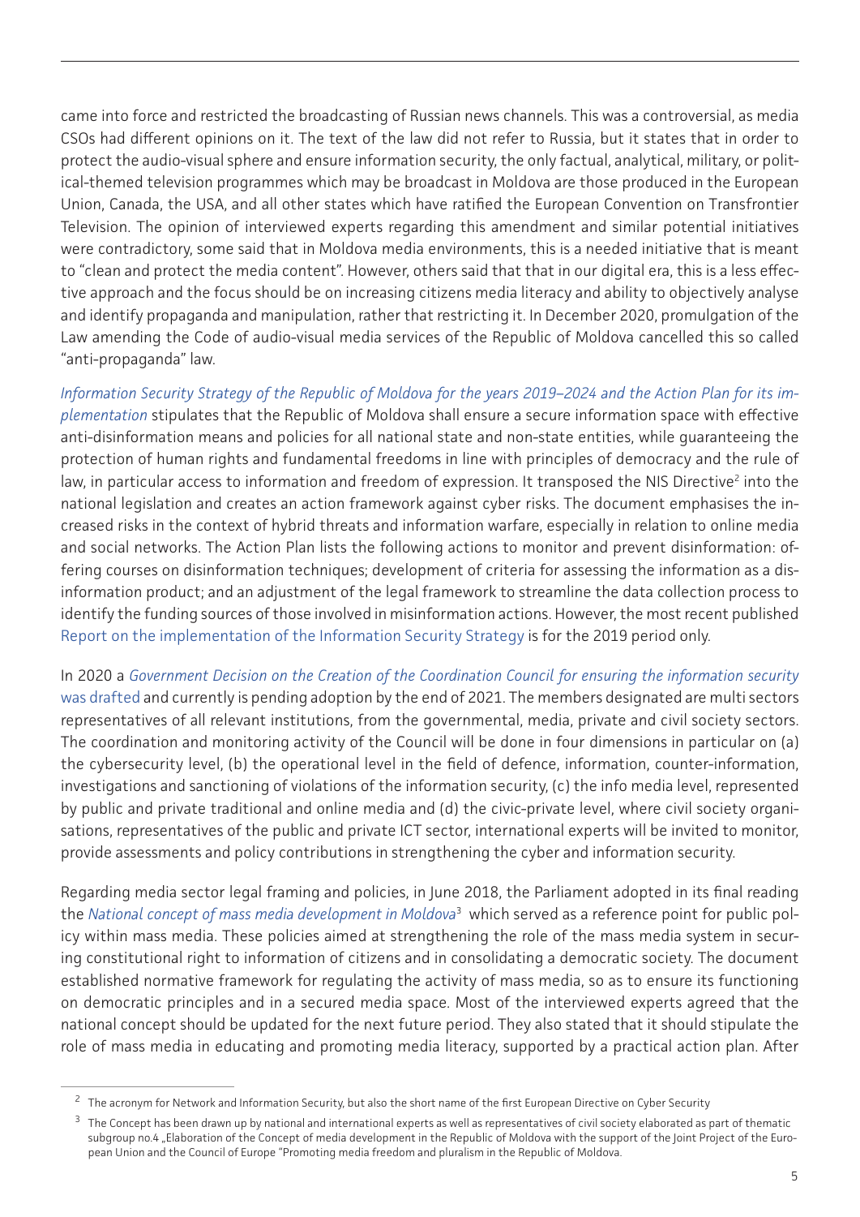came into force and restricted the broadcasting of Russian news channels. This was a controversial, as media CSOs had different opinions on it. The text of the law did not refer to Russia, but it states that in order to protect the audio-visual sphere and ensure information security, the only factual, analytical, military, or political-themed television programmes which may be broadcast in Moldova are those produced in the European Union, Canada, the USA, and all other states which have ratified the European Convention on Transfrontier Television. The opinion of interviewed experts regarding this amendment and similar potential initiatives were contradictory, some said that in Moldova media environments, this is a needed initiative that is meant to "clean and protect the media content". However, others said that that in our digital era, this is a less effective approach and the focus should be on increasing citizens media literacy and ability to objectively analyse and identify propaganda and manipulation, rather that restricting it. In December 2020, promulgation of the Law amending the Code of audio-visual media services of the Republic of Moldova cancelled this so called "anti-propaganda" law.

*Information Security Strategy of the Republic of Moldova for the years 2019–2024 and the Action Plan for its implementation* stipulates that the Republic of Moldova shall ensure a secure information space with effective anti-disinformation means and policies for all national state and non-state entities, while guaranteeing the protection of human rights and fundamental freedoms in line with principles of democracy and the rule of law, in particular access to information and freedom of expression. It transposed the NIS Directive[2] into the national legislation and creates an action framework against cyber risks. The document emphasises the increased risks in the context of hybrid threats and information warfare, especially in relation to online media and social networks. The Action Plan lists the following actions to monitor and prevent disinformation: offering courses on disinformation techniques; development of criteria for assessing the information as a disinformation product; and an adjustment of the legal framework to streamline the data collection process to identify the funding sources of those involved in misinformation actions. However, the most recent published Report on the implementation of the Information Security Strategy is for the 2019 period only.

In 2020 a *Government Decision on the Creation of the Coordination Council for ensuring the information security* was drafted and currently is pending adoption by the end of 2021. The members designated are multi sectors representatives of all relevant institutions, from the governmental, media, private and civil society sectors. The coordination and monitoring activity of the Council will be done in four dimensions in particular on (a) the cybersecurity level, (b) the operational level in the field of defence, information, counter-information, investigations and sanctioning of violations of the information security, (c) the info media level, represented by public and private traditional and online media and (d) the civic-private level, where civil society organisations, representatives of the public and private ICT sector, international experts will be invited to monitor, provide assessments and policy contributions in strengthening the cyber and information security.

Regarding media sector legal framing and policies, in June 2018, the Parliament adopted in its final reading the *National concept of mass media development in Moldova*[3] which served as a reference point for public policy within mass media. These policies aimed at strengthening the role of the mass media system in securing constitutional right to information of citizens and in consolidating a democratic society. The document established normative framework for regulating the activity of mass media, so as to ensure its functioning on democratic principles and in a secured media space. Most of the interviewed experts agreed that the national concept should be updated for the next future period. They also stated that it should stipulate the role of mass media in educating and promoting media literacy, supported by a practical action plan. After

---

[2] The acronym for Network and Information Security, but also the short name of the first European Directive on Cyber Security

[3] The Concept has been drawn up by national and international experts as well as representatives of civil society elaborated as part of thematic subgroup no.4 „Elaboration of the Concept of media development in the Republic of Moldova with the support of the Joint Project of the European Union and the Council of Europe "Promoting media freedom and pluralism in the Republic of Moldova.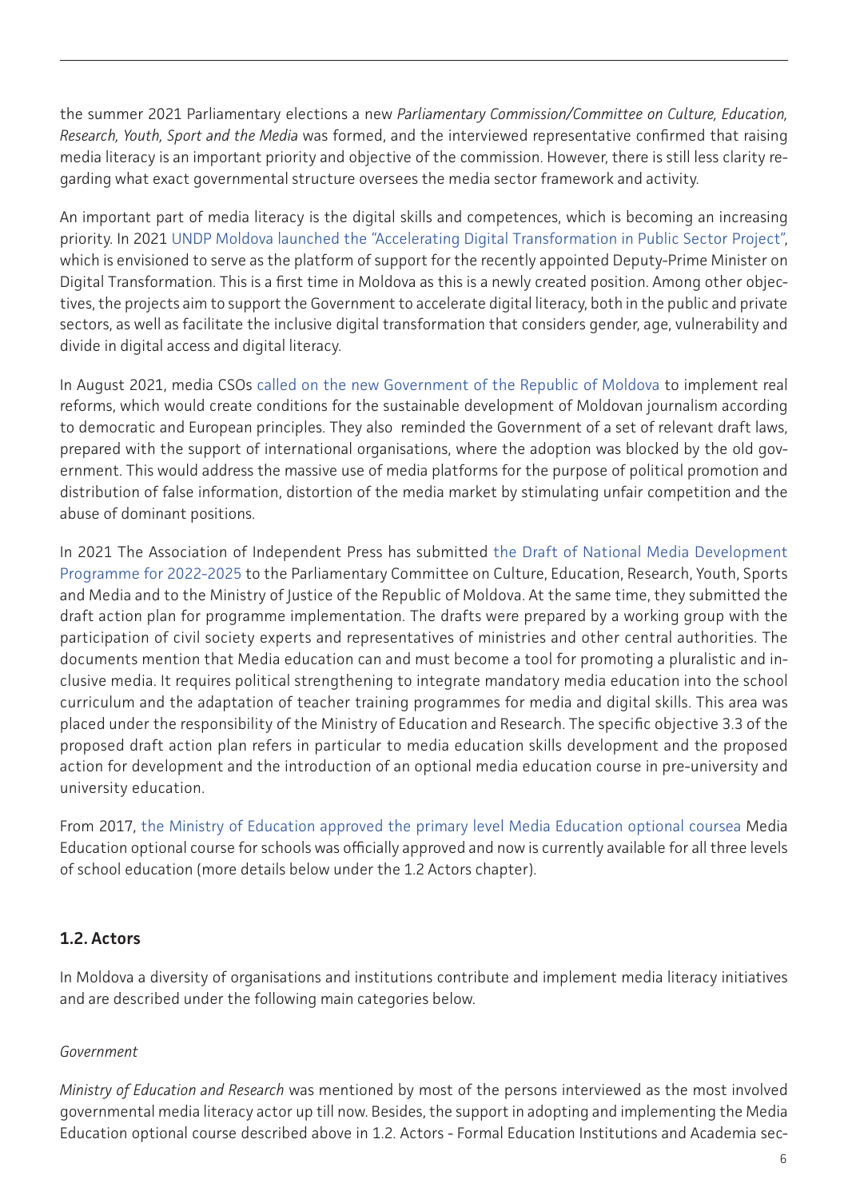the summer 2021 Parliamentary elections a new *Parliamentary Commission/Committee on Culture, Education, Research, Youth, Sport and the Media* was formed, and the interviewed representative confirmed that raising media literacy is an important priority and objective of the commission. However, there is still less clarity regarding what exact governmental structure oversees the media sector framework and activity.

An important part of media literacy is the digital skills and competences, which is becoming an increasing priority. In 2021 UNDP Moldova launched the "Accelerating Digital Transformation in Public Sector Project", which is envisioned to serve as the platform of support for the recently appointed Deputy-Prime Minister on Digital Transformation. This is a first time in Moldova as this is a newly created position. Among other objectives, the projects aim to support the Government to accelerate digital literacy, both in the public and private sectors, as well as facilitate the inclusive digital transformation that considers gender, age, vulnerability and divide in digital access and digital literacy.

In August 2021, media CSOs called on the new Government of the Republic of Moldova to implement real reforms, which would create conditions for the sustainable development of Moldovan journalism according to democratic and European principles. They also reminded the Government of a set of relevant draft laws, prepared with the support of international organisations, where the adoption was blocked by the old government. This would address the massive use of media platforms for the purpose of political promotion and distribution of false information, distortion of the media market by stimulating unfair competition and the abuse of dominant positions.

In 2021 The Association of Independent Press has submitted the Draft of National Media Development Programme for 2022-2025 to the Parliamentary Committee on Culture, Education, Research, Youth, Sports and Media and to the Ministry of Justice of the Republic of Moldova. At the same time, they submitted the draft action plan for programme implementation. The drafts were prepared by a working group with the participation of civil society experts and representatives of ministries and other central authorities. The documents mention that Media education can and must become a tool for promoting a pluralistic and inclusive media. It requires political strengthening to integrate mandatory media education into the school curriculum and the adaptation of teacher training programmes for media and digital skills. This area was placed under the responsibility of the Ministry of Education and Research. The specific objective 3.3 of the proposed draft action plan refers in particular to media education skills development and the proposed action for development and the introduction of an optional media education course in pre-university and university education.

From 2017, the Ministry of Education approved the primary level Media Education optional coursea Media Education optional course for schools was officially approved and now is currently available for all three levels of school education (more details below under the 1.2 Actors chapter).

## 1.2. Actors

In Moldova a diversity of organisations and institutions contribute and implement media literacy initiatives and are described under the following main categories below.

*Government*

*Ministry of Education and Research* was mentioned by most of the persons interviewed as the most involved governmental media literacy actor up till now. Besides, the support in adopting and implementing the Media Education optional course described above in 1.2. Actors - Formal Education Institutions and Academia sec-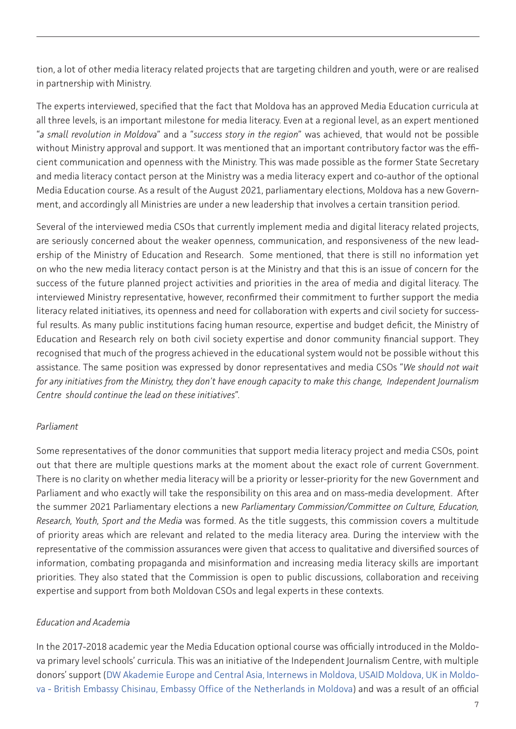tion, a lot of other media literacy related projects that are targeting children and youth, were or are realised in partnership with Ministry.

The experts interviewed, specified that the fact that Moldova has an approved Media Education curricula at all three levels, is an important milestone for media literacy. Even at a regional level, as an expert mentioned "*a small revolution in Moldova*" and a "*success story in the region*" was achieved, that would not be possible without Ministry approval and support. It was mentioned that an important contributory factor was the efficient communication and openness with the Ministry. This was made possible as the former State Secretary and media literacy contact person at the Ministry was a media literacy expert and co-author of the optional Media Education course. As a result of the August 2021, parliamentary elections, Moldova has a new Government, and accordingly all Ministries are under a new leadership that involves a certain transition period.

Several of the interviewed media CSOs that currently implement media and digital literacy related projects, are seriously concerned about the weaker openness, communication, and responsiveness of the new leadership of the Ministry of Education and Research. Some mentioned, that there is still no information yet on who the new media literacy contact person is at the Ministry and that this is an issue of concern for the success of the future planned project activities and priorities in the area of media and digital literacy. The interviewed Ministry representative, however, reconfirmed their commitment to further support the media literacy related initiatives, its openness and need for collaboration with experts and civil society for successful results. As many public institutions facing human resource, expertise and budget deficit, the Ministry of Education and Research rely on both civil society expertise and donor community financial support. They recognised that much of the progress achieved in the educational system would not be possible without this assistance. The same position was expressed by donor representatives and media CSOs "*We should not wait for any initiatives from the Ministry, they don't have enough capacity to make this change, Independent Journalism Centre should continue the lead on these initiatives*".

*Parliament*

Some representatives of the donor communities that support media literacy project and media CSOs, point out that there are multiple questions marks at the moment about the exact role of current Government. There is no clarity on whether media literacy will be a priority or lesser-priority for the new Government and Parliament and who exactly will take the responsibility on this area and on mass-media development. After the summer 2021 Parliamentary elections a new *Parliamentary Commission/Committee on Culture, Education, Research, Youth, Sport and the Media* was formed. As the title suggests, this commission covers a multitude of priority areas which are relevant and related to the media literacy area. During the interview with the representative of the commission assurances were given that access to qualitative and diversified sources of information, combating propaganda and misinformation and increasing media literacy skills are important priorities. They also stated that the Commission is open to public discussions, collaboration and receiving expertise and support from both Moldovan CSOs and legal experts in these contexts.

*Education and Academia*

In the 2017-2018 academic year the Media Education optional course was officially introduced in the Moldova primary level schools' curricula. This was an initiative of the Independent Journalism Centre, with multiple donors' support (DW Akademie Europe and Central Asia, Internews in Moldova, USAID Moldova, UK in Moldova - British Embassy Chisinau, Embassy Office of the Netherlands in Moldova) and was a result of an official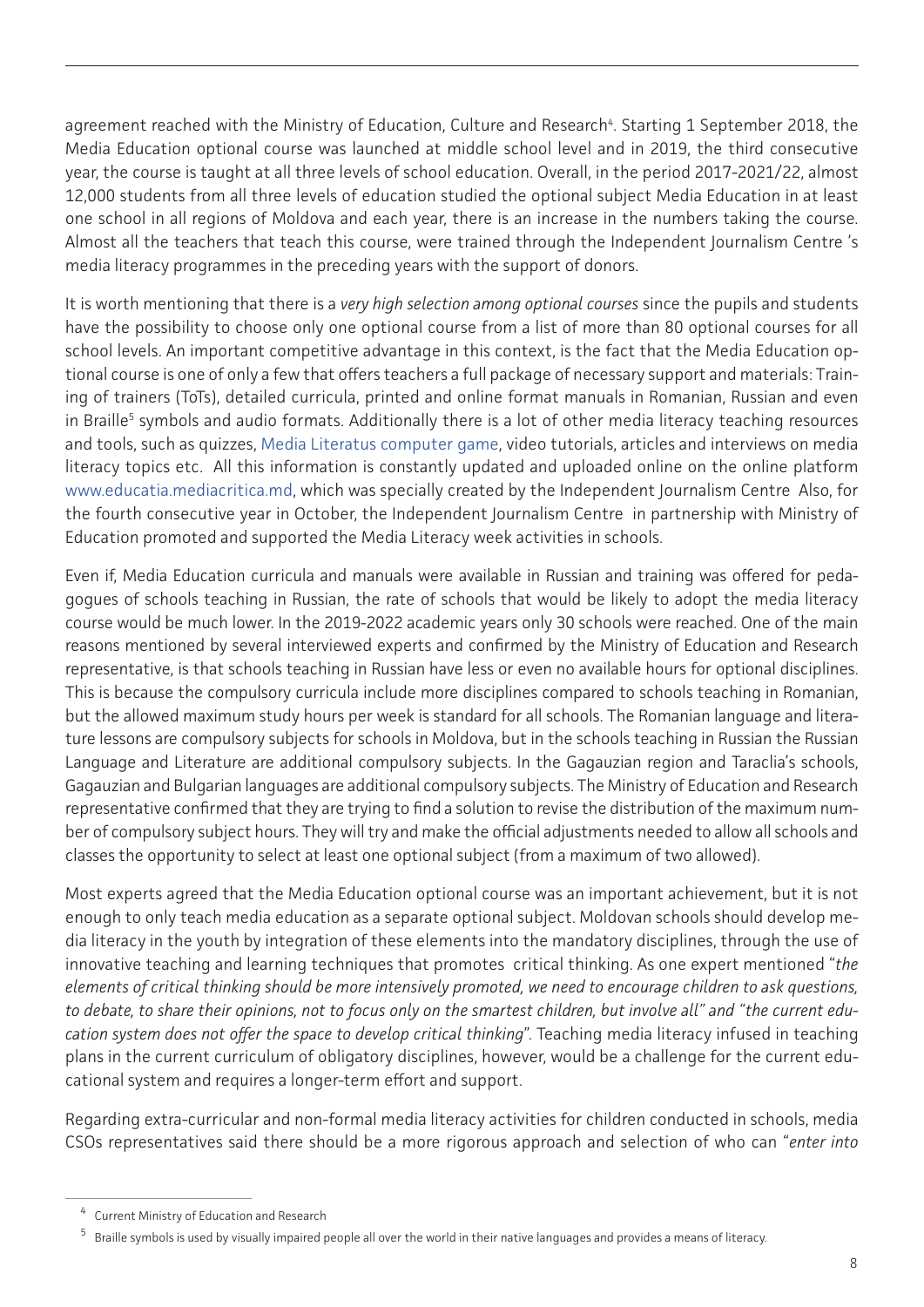agreement reached with the Ministry of Education, Culture and Research[4]. Starting 1 September 2018, the Media Education optional course was launched at middle school level and in 2019, the third consecutive year, the course is taught at all three levels of school education. Overall, in the period 2017-2021/22, almost 12,000 students from all three levels of education studied the optional subject Media Education in at least one school in all regions of Moldova and each year, there is an increase in the numbers taking the course. Almost all the teachers that teach this course, were trained through the Independent Journalism Centre 's media literacy programmes in the preceding years with the support of donors.

It is worth mentioning that there is a *very high selection among optional courses* since the pupils and students have the possibility to choose only one optional course from a list of more than 80 optional courses for all school levels. An important competitive advantage in this context, is the fact that the Media Education optional course is one of only a few that offers teachers a full package of necessary support and materials: Training of trainers (ToTs), detailed curricula, printed and online format manuals in Romanian, Russian and even in Braille[5] symbols and audio formats. Additionally there is a lot of other media literacy teaching resources and tools, such as quizzes, Media Literatus computer game, video tutorials, articles and interviews on media literacy topics etc. All this information is constantly updated and uploaded online on the online platform www.educatia.mediacritica.md, which was specially created by the Independent Journalism Centre Also, for the fourth consecutive year in October, the Independent Journalism Centre in partnership with Ministry of Education promoted and supported the Media Literacy week activities in schools.

Even if, Media Education curricula and manuals were available in Russian and training was offered for pedagogues of schools teaching in Russian, the rate of schools that would be likely to adopt the media literacy course would be much lower. In the 2019-2022 academic years only 30 schools were reached. One of the main reasons mentioned by several interviewed experts and confirmed by the Ministry of Education and Research representative, is that schools teaching in Russian have less or even no available hours for optional disciplines. This is because the compulsory curricula include more disciplines compared to schools teaching in Romanian, but the allowed maximum study hours per week is standard for all schools. The Romanian language and literature lessons are compulsory subjects for schools in Moldova, but in the schools teaching in Russian the Russian Language and Literature are additional compulsory subjects. In the Gagauzian region and Taraclia's schools, Gagauzian and Bulgarian languages are additional compulsory subjects. The Ministry of Education and Research representative confirmed that they are trying to find a solution to revise the distribution of the maximum number of compulsory subject hours. They will try and make the official adjustments needed to allow all schools and classes the opportunity to select at least one optional subject (from a maximum of two allowed).

Most experts agreed that the Media Education optional course was an important achievement, but it is not enough to only teach media education as a separate optional subject. Moldovan schools should develop media literacy in the youth by integration of these elements into the mandatory disciplines, through the use of innovative teaching and learning techniques that promotes critical thinking. As one expert mentioned "*the elements of critical thinking should be more intensively promoted, we need to encourage children to ask questions, to debate, to share their opinions, not to focus only on the smartest children, but involve all" and "the current education system does not offer the space to develop critical thinking*". Teaching media literacy infused in teaching plans in the current curriculum of obligatory disciplines, however, would be a challenge for the current educational system and requires a longer-term effort and support.

Regarding extra-curricular and non-formal media literacy activities for children conducted in schools, media CSOs representatives said there should be a more rigorous approach and selection of who can "*enter into*

---

[4] Current Ministry of Education and Research

[5] Braille symbols is used by visually impaired people all over the world in their native languages and provides a means of literacy.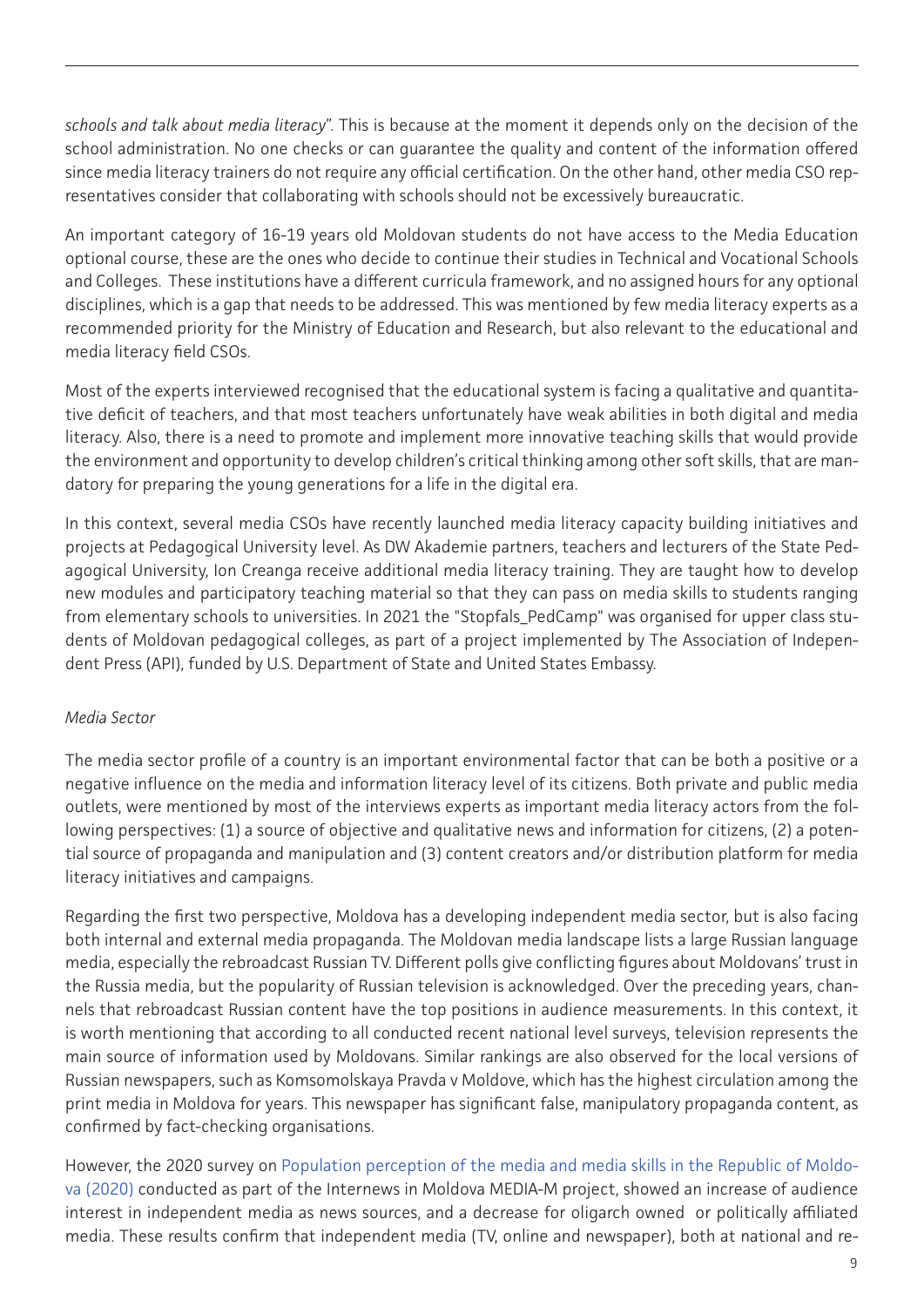*schools and talk about media literacy"*. This is because at the moment it depends only on the decision of the school administration. No one checks or can guarantee the quality and content of the information offered since media literacy trainers do not require any official certification. On the other hand, other media CSO representatives consider that collaborating with schools should not be excessively bureaucratic.

An important category of 16-19 years old Moldovan students do not have access to the Media Education optional course, these are the ones who decide to continue their studies in Technical and Vocational Schools and Colleges. These institutions have a different curricula framework, and no assigned hours for any optional disciplines, which is a gap that needs to be addressed. This was mentioned by few media literacy experts as a recommended priority for the Ministry of Education and Research, but also relevant to the educational and media literacy field CSOs.

Most of the experts interviewed recognised that the educational system is facing a qualitative and quantitative deficit of teachers, and that most teachers unfortunately have weak abilities in both digital and media literacy. Also, there is a need to promote and implement more innovative teaching skills that would provide the environment and opportunity to develop children's critical thinking among other soft skills, that are mandatory for preparing the young generations for a life in the digital era.

In this context, several media CSOs have recently launched media literacy capacity building initiatives and projects at Pedagogical University level. As DW Akademie partners, teachers and lecturers of the State Pedagogical University, Ion Creanga receive additional media literacy training. They are taught how to develop new modules and participatory teaching material so that they can pass on media skills to students ranging from elementary schools to universities. In 2021 the "Stopfals_PedCamp" was organised for upper class students of Moldovan pedagogical colleges, as part of a project implemented by The Association of Independent Press (API), funded by U.S. Department of State and United States Embassy.

*Media Sector*

The media sector profile of a country is an important environmental factor that can be both a positive or a negative influence on the media and information literacy level of its citizens. Both private and public media outlets, were mentioned by most of the interviews experts as important media literacy actors from the following perspectives: (1) a source of objective and qualitative news and information for citizens, (2) a potential source of propaganda and manipulation and (3) content creators and/or distribution platform for media literacy initiatives and campaigns.

Regarding the first two perspective, Moldova has a developing independent media sector, but is also facing both internal and external media propaganda. The Moldovan media landscape lists a large Russian language media, especially the rebroadcast Russian TV. Different polls give conflicting figures about Moldovans' trust in the Russia media, but the popularity of Russian television is acknowledged. Over the preceding years, channels that rebroadcast Russian content have the top positions in audience measurements. In this context, it is worth mentioning that according to all conducted recent national level surveys, television represents the main source of information used by Moldovans. Similar rankings are also observed for the local versions of Russian newspapers, such as Komsomolskaya Pravda v Moldove, which has the highest circulation among the print media in Moldova for years. This newspaper has significant false, manipulatory propaganda content, as confirmed by fact-checking organisations.

However, the 2020 survey on Population perception of the media and media skills in the Republic of Moldova (2020) conducted as part of the Internews in Moldova MEDIA-M project, showed an increase of audience interest in independent media as news sources, and a decrease for oligarch owned or politically affiliated media. These results confirm that independent media (TV, online and newspaper), both at national and re-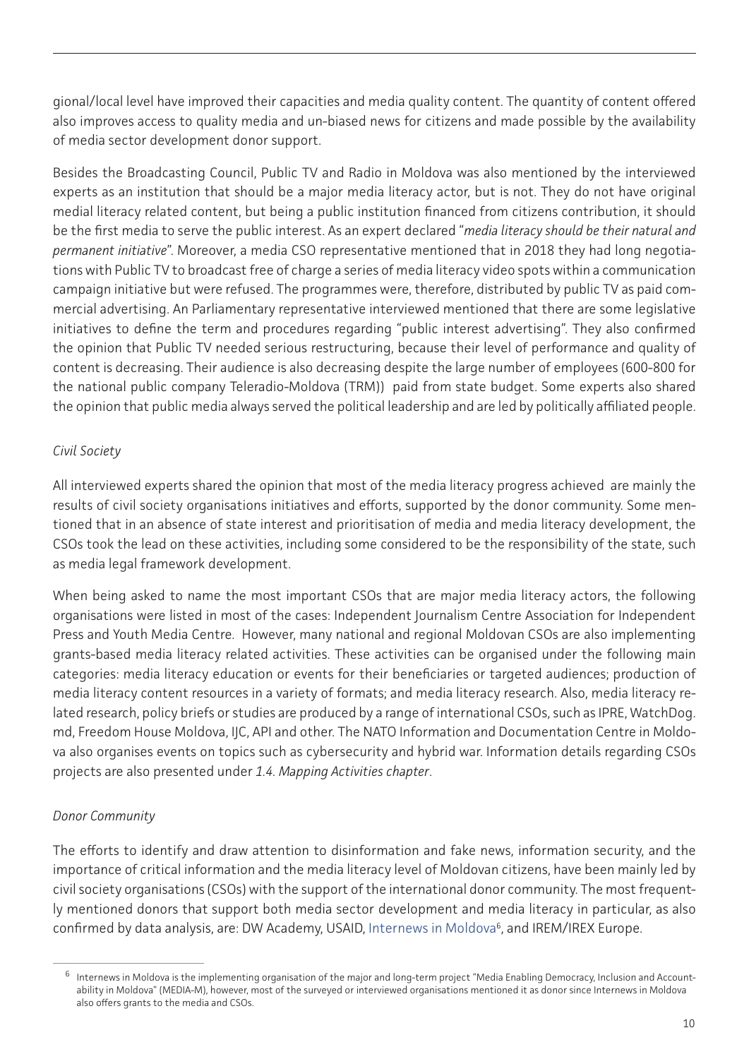gional/local level have improved their capacities and media quality content. The quantity of content offered also improves access to quality media and un-biased news for citizens and made possible by the availability of media sector development donor support.

Besides the Broadcasting Council, Public TV and Radio in Moldova was also mentioned by the interviewed experts as an institution that should be a major media literacy actor, but is not. They do not have original medial literacy related content, but being a public institution financed from citizens contribution, it should be the first media to serve the public interest. As an expert declared "*media literacy should be their natural and permanent initiative*". Moreover, a media CSO representative mentioned that in 2018 they had long negotiations with Public TV to broadcast free of charge a series of media literacy video spots within a communication campaign initiative but were refused. The programmes were, therefore, distributed by public TV as paid commercial advertising. An Parliamentary representative interviewed mentioned that there are some legislative initiatives to define the term and procedures regarding "public interest advertising". They also confirmed the opinion that Public TV needed serious restructuring, because their level of performance and quality of content is decreasing. Their audience is also decreasing despite the large number of employees (600-800 for the national public company Teleradio-Moldova (TRM)) paid from state budget. Some experts also shared the opinion that public media always served the political leadership and are led by politically affiliated people.

*Civil Society*

All interviewed experts shared the opinion that most of the media literacy progress achieved are mainly the results of civil society organisations initiatives and efforts, supported by the donor community. Some mentioned that in an absence of state interest and prioritisation of media and media literacy development, the CSOs took the lead on these activities, including some considered to be the responsibility of the state, such as media legal framework development.

When being asked to name the most important CSOs that are major media literacy actors, the following organisations were listed in most of the cases: Independent Journalism Centre Association for Independent Press and Youth Media Centre. However, many national and regional Moldovan CSOs are also implementing grants-based media literacy related activities. These activities can be organised under the following main categories: media literacy education or events for their beneficiaries or targeted audiences; production of media literacy content resources in a variety of formats; and media literacy research. Also, media literacy related research, policy briefs or studies are produced by a range of international CSOs, such as IPRE, WatchDog.md, Freedom House Moldova, IJC, API and other. The NATO Information and Documentation Centre in Moldova also organises events on topics such as cybersecurity and hybrid war. Information details regarding CSOs projects are also presented under *1.4. Mapping Activities chapter*.

*Donor Community*

The efforts to identify and draw attention to disinformation and fake news, information security, and the importance of critical information and the media literacy level of Moldovan citizens, have been mainly led by civil society organisations (CSOs) with the support of the international donor community. The most frequently mentioned donors that support both media sector development and media literacy in particular, as also confirmed by data analysis, are: DW Academy, USAID, Internews in Moldova[6], and IREM/IREX Europe.

[6] Internews in Moldova is the implementing organisation of the major and long-term project "Media Enabling Democracy, Inclusion and Accountability in Moldova" (MEDIA-M), however, most of the surveyed or interviewed organisations mentioned it as donor since Internews in Moldova also offers grants to the media and CSOs.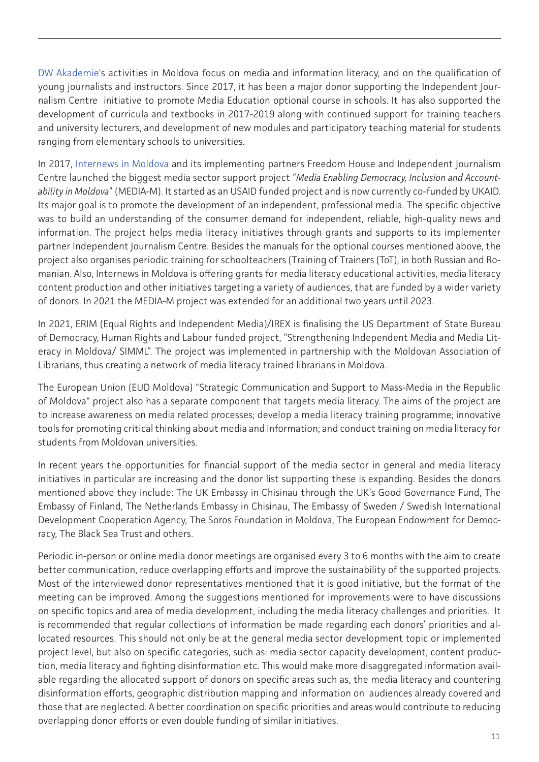DW Akademie's activities in Moldova focus on media and information literacy, and on the qualification of young journalists and instructors. Since 2017, it has been a major donor supporting the Independent Journalism Centre initiative to promote Media Education optional course in schools. It has also supported the development of curricula and textbooks in 2017-2019 along with continued support for training teachers and university lecturers, and development of new modules and participatory teaching material for students ranging from elementary schools to universities.

In 2017, Internews in Moldova and its implementing partners Freedom House and Independent Journalism Centre launched the biggest media sector support project "*Media Enabling Democracy, Inclusion and Accountability in Moldova*" (MEDIA-M). It started as an USAID funded project and is now currently co-funded by UKAID. Its major goal is to promote the development of an independent, professional media. The specific objective was to build an understanding of the consumer demand for independent, reliable, high-quality news and information. The project helps media literacy initiatives through grants and supports to its implementer partner Independent Journalism Centre. Besides the manuals for the optional courses mentioned above, the project also organises periodic training for schoolteachers (Training of Trainers (ToT), in both Russian and Romanian. Also, Internews in Moldova is offering grants for media literacy educational activities, media literacy content production and other initiatives targeting a variety of audiences, that are funded by a wider variety of donors. In 2021 the MEDIA-M project was extended for an additional two years until 2023.

In 2021, ERIM (Equal Rights and Independent Media)/IREX is finalising the US Department of State Bureau of Democracy, Human Rights and Labour funded project, "Strengthening Independent Media and Media Literacy in Moldova/ SIMML". The project was implemented in partnership with the Moldovan Association of Librarians, thus creating a network of media literacy trained librarians in Moldova.

The European Union (EUD Moldova) "Strategic Communication and Support to Mass-Media in the Republic of Moldova" project also has a separate component that targets media literacy. The aims of the project are to increase awareness on media related processes; develop a media literacy training programme; innovative tools for promoting critical thinking about media and information; and conduct training on media literacy for students from Moldovan universities.

In recent years the opportunities for financial support of the media sector in general and media literacy initiatives in particular are increasing and the donor list supporting these is expanding. Besides the donors mentioned above they include: The UK Embassy in Chisinau through the UK's Good Governance Fund, The Embassy of Finland, The Netherlands Embassy in Chisinau, The Embassy of Sweden / Swedish International Development Cooperation Agency, The Soros Foundation in Moldova, The European Endowment for Democracy, The Black Sea Trust and others.

Periodic in-person or online media donor meetings are organised every 3 to 6 months with the aim to create better communication, reduce overlapping efforts and improve the sustainability of the supported projects. Most of the interviewed donor representatives mentioned that it is good initiative, but the format of the meeting can be improved. Among the suggestions mentioned for improvements were to have discussions on specific topics and area of media development, including the media literacy challenges and priorities. It is recommended that regular collections of information be made regarding each donors' priorities and allocated resources. This should not only be at the general media sector development topic or implemented project level, but also on specific categories, such as: media sector capacity development, content production, media literacy and fighting disinformation etc. This would make more disaggregated information available regarding the allocated support of donors on specific areas such as, the media literacy and countering disinformation efforts, geographic distribution mapping and information on audiences already covered and those that are neglected. A better coordination on specific priorities and areas would contribute to reducing overlapping donor efforts or even double funding of similar initiatives.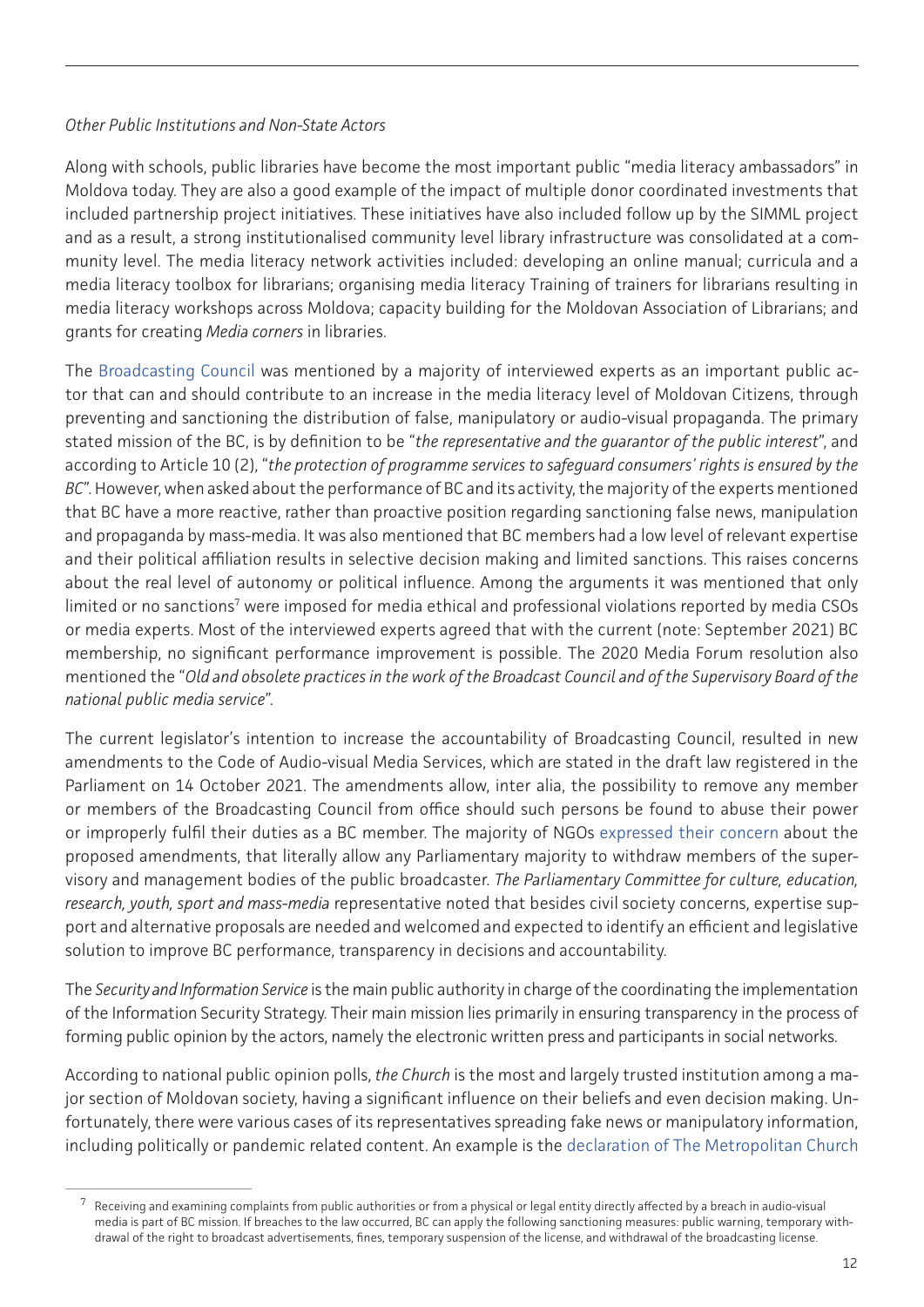*Other Public Institutions and Non-State Actors*

Along with schools, public libraries have become the most important public "media literacy ambassadors" in Moldova today. They are also a good example of the impact of multiple donor coordinated investments that included partnership project initiatives. These initiatives have also included follow up by the SIMML project and as a result, a strong institutionalised community level library infrastructure was consolidated at a community level. The media literacy network activities included: developing an online manual; curricula and a media literacy toolbox for librarians; organising media literacy Training of trainers for librarians resulting in media literacy workshops across Moldova; capacity building for the Moldovan Association of Librarians; and grants for creating *Media corners* in libraries.

The Broadcasting Council was mentioned by a majority of interviewed experts as an important public actor that can and should contribute to an increase in the media literacy level of Moldovan Citizens, through preventing and sanctioning the distribution of false, manipulatory or audio-visual propaganda. The primary stated mission of the BC, is by definition to be "*the representative and the guarantor of the public interest*", and according to Article 10 (2), "*the protection of programme services to safeguard consumers' rights is ensured by the BC*". However, when asked about the performance of BC and its activity, the majority of the experts mentioned that BC have a more reactive, rather than proactive position regarding sanctioning false news, manipulation and propaganda by mass-media. It was also mentioned that BC members had a low level of relevant expertise and their political affiliation results in selective decision making and limited sanctions. This raises concerns about the real level of autonomy or political influence. Among the arguments it was mentioned that only limited or no sanctions[7] were imposed for media ethical and professional violations reported by media CSOs or media experts. Most of the interviewed experts agreed that with the current (note: September 2021) BC membership, no significant performance improvement is possible. The 2020 Media Forum resolution also mentioned the "*Old and obsolete practices in the work of the Broadcast Council and of the Supervisory Board of the national public media service*".

The current legislator's intention to increase the accountability of Broadcasting Council, resulted in new amendments to the Code of Audio-visual Media Services, which are stated in the draft law registered in the Parliament on 14 October 2021. The amendments allow, inter alia, the possibility to remove any member or members of the Broadcasting Council from office should such persons be found to abuse their power or improperly fulfil their duties as a BC member. The majority of NGOs expressed their concern about the proposed amendments, that literally allow any Parliamentary majority to withdraw members of the supervisory and management bodies of the public broadcaster. *The Parliamentary Committee for culture, education, research, youth, sport and mass-media* representative noted that besides civil society concerns, expertise support and alternative proposals are needed and welcomed and expected to identify an efficient and legislative solution to improve BC performance, transparency in decisions and accountability.

The *Security and Information Service* is the main public authority in charge of the coordinating the implementation of the Information Security Strategy. Their main mission lies primarily in ensuring transparency in the process of forming public opinion by the actors, namely the electronic written press and participants in social networks.

According to national public opinion polls, *the Church* is the most and largely trusted institution among a major section of Moldovan society, having a significant influence on their beliefs and even decision making. Unfortunately, there were various cases of its representatives spreading fake news or manipulatory information, including politically or pandemic related content. An example is the declaration of The Metropolitan Church

---

[7] Receiving and examining complaints from public authorities or from a physical or legal entity directly affected by a breach in audio-visual media is part of BC mission. If breaches to the law occurred, BC can apply the following sanctioning measures: public warning, temporary withdrawal of the right to broadcast advertisements, fines, temporary suspension of the license, and withdrawal of the broadcasting license.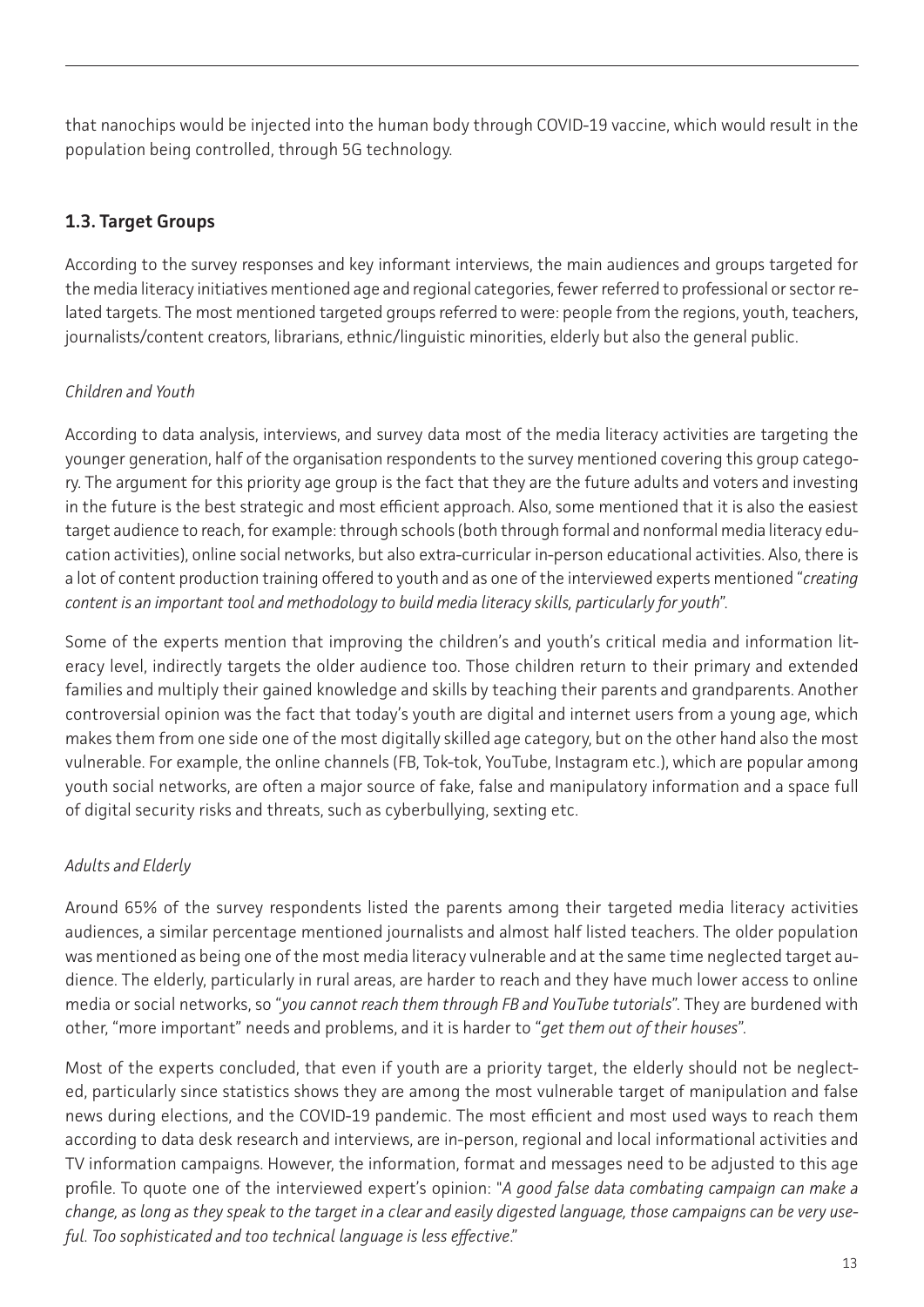that nanochips would be injected into the human body through COVID-19 vaccine, which would result in the population being controlled, through 5G technology.

## 1.3. Target Groups

According to the survey responses and key informant interviews, the main audiences and groups targeted for the media literacy initiatives mentioned age and regional categories, fewer referred to professional or sector related targets. The most mentioned targeted groups referred to were: people from the regions, youth, teachers, journalists/content creators, librarians, ethnic/linguistic minorities, elderly but also the general public.

*Children and Youth*

According to data analysis, interviews, and survey data most of the media literacy activities are targeting the younger generation, half of the organisation respondents to the survey mentioned covering this group category. The argument for this priority age group is the fact that they are the future adults and voters and investing in the future is the best strategic and most efficient approach. Also, some mentioned that it is also the easiest target audience to reach, for example: through schools (both through formal and nonformal media literacy education activities), online social networks, but also extra-curricular in-person educational activities. Also, there is a lot of content production training offered to youth and as one of the interviewed experts mentioned "*creating content is an important tool and methodology to build media literacy skills, particularly for youth*".

Some of the experts mention that improving the children's and youth's critical media and information literacy level, indirectly targets the older audience too. Those children return to their primary and extended families and multiply their gained knowledge and skills by teaching their parents and grandparents. Another controversial opinion was the fact that today's youth are digital and internet users from a young age, which makes them from one side one of the most digitally skilled age category, but on the other hand also the most vulnerable. For example, the online channels (FB, Tok-tok, YouTube, Instagram etc.), which are popular among youth social networks, are often a major source of fake, false and manipulatory information and a space full of digital security risks and threats, such as cyberbullying, sexting etc.

*Adults and Elderly*

Around 65% of the survey respondents listed the parents among their targeted media literacy activities audiences, a similar percentage mentioned journalists and almost half listed teachers. The older population was mentioned as being one of the most media literacy vulnerable and at the same time neglected target audience. The elderly, particularly in rural areas, are harder to reach and they have much lower access to online media or social networks, so "*you cannot reach them through FB and YouTube tutorials*". They are burdened with other, "more important" needs and problems, and it is harder to "*get them out of their houses*".

Most of the experts concluded, that even if youth are a priority target, the elderly should not be neglected, particularly since statistics shows they are among the most vulnerable target of manipulation and false news during elections, and the COVID-19 pandemic. The most efficient and most used ways to reach them according to data desk research and interviews, are in-person, regional and local informational activities and TV information campaigns. However, the information, format and messages need to be adjusted to this age profile. To quote one of the interviewed expert's opinion: "*A good false data combating campaign can make a change, as long as they speak to the target in a clear and easily digested language, those campaigns can be very useful. Too sophisticated and too technical language is less effective*."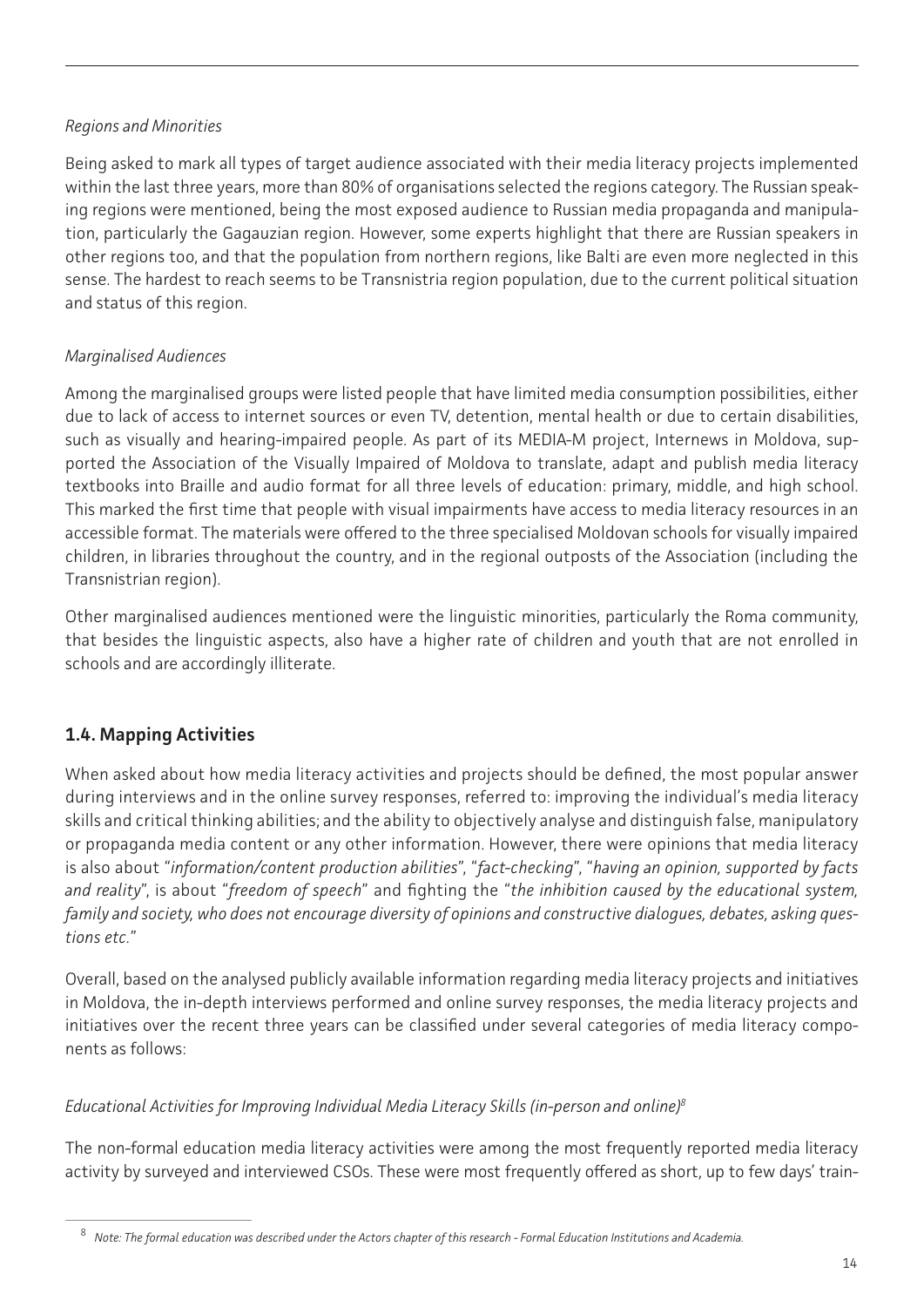*Regions and Minorities*

Being asked to mark all types of target audience associated with their media literacy projects implemented within the last three years, more than 80% of organisations selected the regions category. The Russian speaking regions were mentioned, being the most exposed audience to Russian media propaganda and manipulation, particularly the Gagauzian region. However, some experts highlight that there are Russian speakers in other regions too, and that the population from northern regions, like Balti are even more neglected in this sense. The hardest to reach seems to be Transnistria region population, due to the current political situation and status of this region.

*Marginalised Audiences*

Among the marginalised groups were listed people that have limited media consumption possibilities, either due to lack of access to internet sources or even TV, detention, mental health or due to certain disabilities, such as visually and hearing-impaired people. As part of its MEDIA-M project, Internews in Moldova, supported the Association of the Visually Impaired of Moldova to translate, adapt and publish media literacy textbooks into Braille and audio format for all three levels of education: primary, middle, and high school. This marked the first time that people with visual impairments have access to media literacy resources in an accessible format. The materials were offered to the three specialised Moldovan schools for visually impaired children, in libraries throughout the country, and in the regional outposts of the Association (including the Transnistrian region).

Other marginalised audiences mentioned were the linguistic minorities, particularly the Roma community, that besides the linguistic aspects, also have a higher rate of children and youth that are not enrolled in schools and are accordingly illiterate.

## 1.4. Mapping Activities

When asked about how media literacy activities and projects should be defined, the most popular answer during interviews and in the online survey responses, referred to: improving the individual's media literacy skills and critical thinking abilities; and the ability to objectively analyse and distinguish false, manipulatory or propaganda media content or any other information. However, there were opinions that media literacy is also about "*information/content production abilities*", "*fact-checking*", "*having an opinion, supported by facts and reality*", is about "*freedom of speech*" and fighting the "*the inhibition caused by the educational system, family and society, who does not encourage diversity of opinions and constructive dialogues, debates, asking questions etc.*"

Overall, based on the analysed publicly available information regarding media literacy projects and initiatives in Moldova, the in-depth interviews performed and online survey responses, the media literacy projects and initiatives over the recent three years can be classified under several categories of media literacy components as follows:

*Educational Activities for Improving Individual Media Literacy Skills (in-person and online)*[8]

The non-formal education media literacy activities were among the most frequently reported media literacy activity by surveyed and interviewed CSOs. These were most frequently offered as short, up to few days' train-

[8] *Note: The formal education was described under the Actors chapter of this research - Formal Education Institutions and Academia.*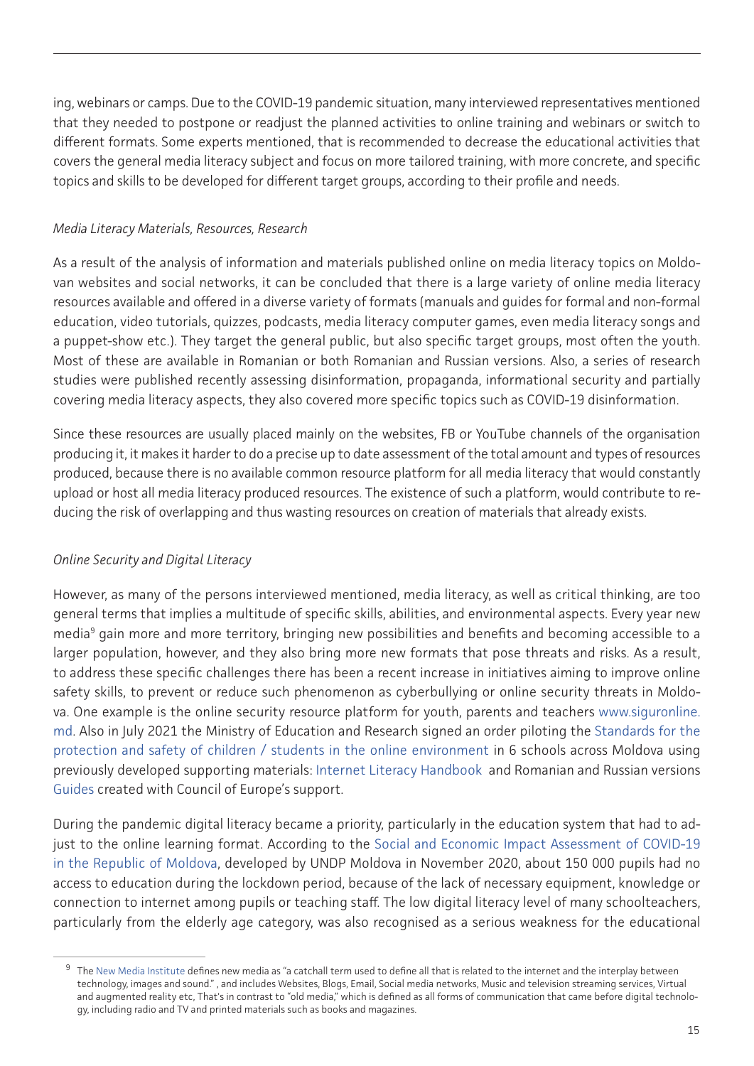ing, webinars or camps. Due to the COVID-19 pandemic situation, many interviewed representatives mentioned that they needed to postpone or readjust the planned activities to online training and webinars or switch to different formats. Some experts mentioned, that is recommended to decrease the educational activities that covers the general media literacy subject and focus on more tailored training, with more concrete, and specific topics and skills to be developed for different target groups, according to their profile and needs.

*Media Literacy Materials, Resources, Research*

As a result of the analysis of information and materials published online on media literacy topics on Moldovan websites and social networks, it can be concluded that there is a large variety of online media literacy resources available and offered in a diverse variety of formats (manuals and guides for formal and non-formal education, video tutorials, quizzes, podcasts, media literacy computer games, even media literacy songs and a puppet-show etc.). They target the general public, but also specific target groups, most often the youth. Most of these are available in Romanian or both Romanian and Russian versions. Also, a series of research studies were published recently assessing disinformation, propaganda, informational security and partially covering media literacy aspects, they also covered more specific topics such as COVID-19 disinformation.

Since these resources are usually placed mainly on the websites, FB or YouTube channels of the organisation producing it, it makes it harder to do a precise up to date assessment of the total amount and types of resources produced, because there is no available common resource platform for all media literacy that would constantly upload or host all media literacy produced resources. The existence of such a platform, would contribute to reducing the risk of overlapping and thus wasting resources on creation of materials that already exists.

*Online Security and Digital Literacy*

However, as many of the persons interviewed mentioned, media literacy, as well as critical thinking, are too general terms that implies a multitude of specific skills, abilities, and environmental aspects. Every year new media[9] gain more and more territory, bringing new possibilities and benefits and becoming accessible to a larger population, however, and they also bring more new formats that pose threats and risks. As a result, to address these specific challenges there has been a recent increase in initiatives aiming to improve online safety skills, to prevent or reduce such phenomenon as cyberbullying or online security threats in Moldova. One example is the online security resource platform for youth, parents and teachers www.siguronline.md. Also in July 2021 the Ministry of Education and Research signed an order piloting the Standards for the protection and safety of children / students in the online environment in 6 schools across Moldova using previously developed supporting materials: Internet Literacy Handbook and Romanian and Russian versions Guides created with Council of Europe's support.

During the pandemic digital literacy became a priority, particularly in the education system that had to adjust to the online learning format. According to the Social and Economic Impact Assessment of COVID-19 in the Republic of Moldova, developed by UNDP Moldova in November 2020, about 150 000 pupils had no access to education during the lockdown period, because of the lack of necessary equipment, knowledge or connection to internet among pupils or teaching staff. The low digital literacy level of many schoolteachers, particularly from the elderly age category, was also recognised as a serious weakness for the educational

---

[9] The New Media Institute defines new media as "a catchall term used to define all that is related to the internet and the interplay between technology, images and sound." , and includes Websites, Blogs, Email, Social media networks, Music and television streaming services, Virtual and augmented reality etc, That's in contrast to "old media," which is defined as all forms of communication that came before digital technology, including radio and TV and printed materials such as books and magazines.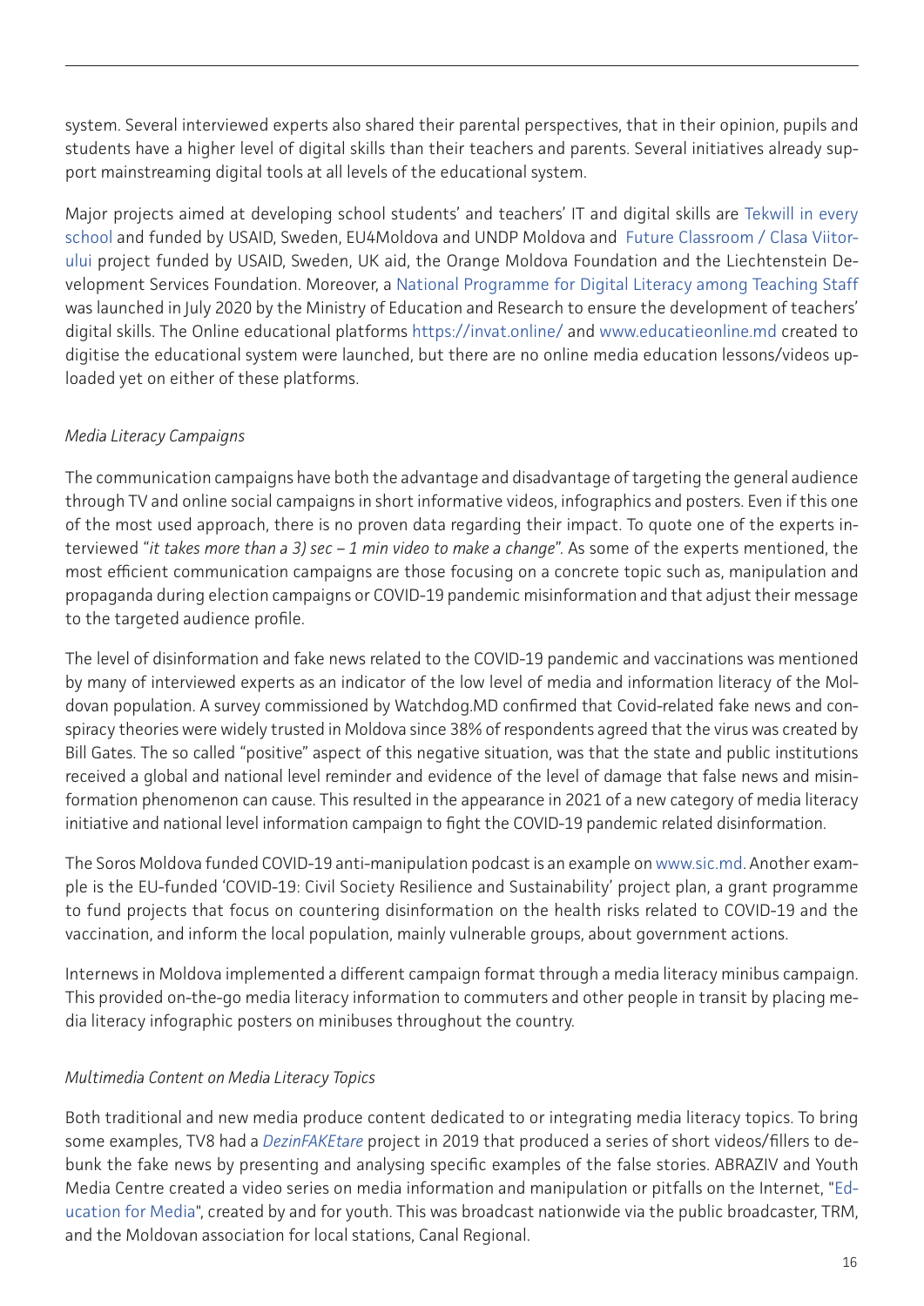system. Several interviewed experts also shared their parental perspectives, that in their opinion, pupils and students have a higher level of digital skills than their teachers and parents. Several initiatives already support mainstreaming digital tools at all levels of the educational system.

Major projects aimed at developing school students' and teachers' IT and digital skills are Tekwill in every school and funded by USAID, Sweden, EU4Moldova and UNDP Moldova and Future Classroom / Clasa Viitorului project funded by USAID, Sweden, UK aid, the Orange Moldova Foundation and the Liechtenstein Development Services Foundation. Moreover, a National Programme for Digital Literacy among Teaching Staff was launched in July 2020 by the Ministry of Education and Research to ensure the development of teachers' digital skills. The Online educational platforms https://invat.online/ and www.educatieonline.md created to digitise the educational system were launched, but there are no online media education lessons/videos uploaded yet on either of these platforms.

*Media Literacy Campaigns*

The communication campaigns have both the advantage and disadvantage of targeting the general audience through TV and online social campaigns in short informative videos, infographics and posters. Even if this one of the most used approach, there is no proven data regarding their impact. To quote one of the experts interviewed "*it takes more than a 3) sec – 1 min video to make a change*". As some of the experts mentioned, the most efficient communication campaigns are those focusing on a concrete topic such as, manipulation and propaganda during election campaigns or COVID-19 pandemic misinformation and that adjust their message to the targeted audience profile.

The level of disinformation and fake news related to the COVID-19 pandemic and vaccinations was mentioned by many of interviewed experts as an indicator of the low level of media and information literacy of the Moldovan population. A survey commissioned by Watchdog.MD confirmed that Covid-related fake news and conspiracy theories were widely trusted in Moldova since 38% of respondents agreed that the virus was created by Bill Gates. The so called "positive" aspect of this negative situation, was that the state and public institutions received a global and national level reminder and evidence of the level of damage that false news and misinformation phenomenon can cause. This resulted in the appearance in 2021 of a new category of media literacy initiative and national level information campaign to fight the COVID-19 pandemic related disinformation.

The Soros Moldova funded COVID-19 anti-manipulation podcast is an example on www.sic.md. Another example is the EU-funded 'COVID-19: Civil Society Resilience and Sustainability' project plan, a grant programme to fund projects that focus on countering disinformation on the health risks related to COVID-19 and the vaccination, and inform the local population, mainly vulnerable groups, about government actions.

Internews in Moldova implemented a different campaign format through a media literacy minibus campaign. This provided on-the-go media literacy information to commuters and other people in transit by placing media literacy infographic posters on minibuses throughout the country.

*Multimedia Content on Media Literacy Topics*

Both traditional and new media produce content dedicated to or integrating media literacy topics. To bring some examples, TV8 had a *DezinFAKEtare* project in 2019 that produced a series of short videos/fillers to debunk the fake news by presenting and analysing specific examples of the false stories. ABRAZIV and Youth Media Centre created a video series on media information and manipulation or pitfalls on the Internet, "Education for Media", created by and for youth. This was broadcast nationwide via the public broadcaster, TRM, and the Moldovan association for local stations, Canal Regional.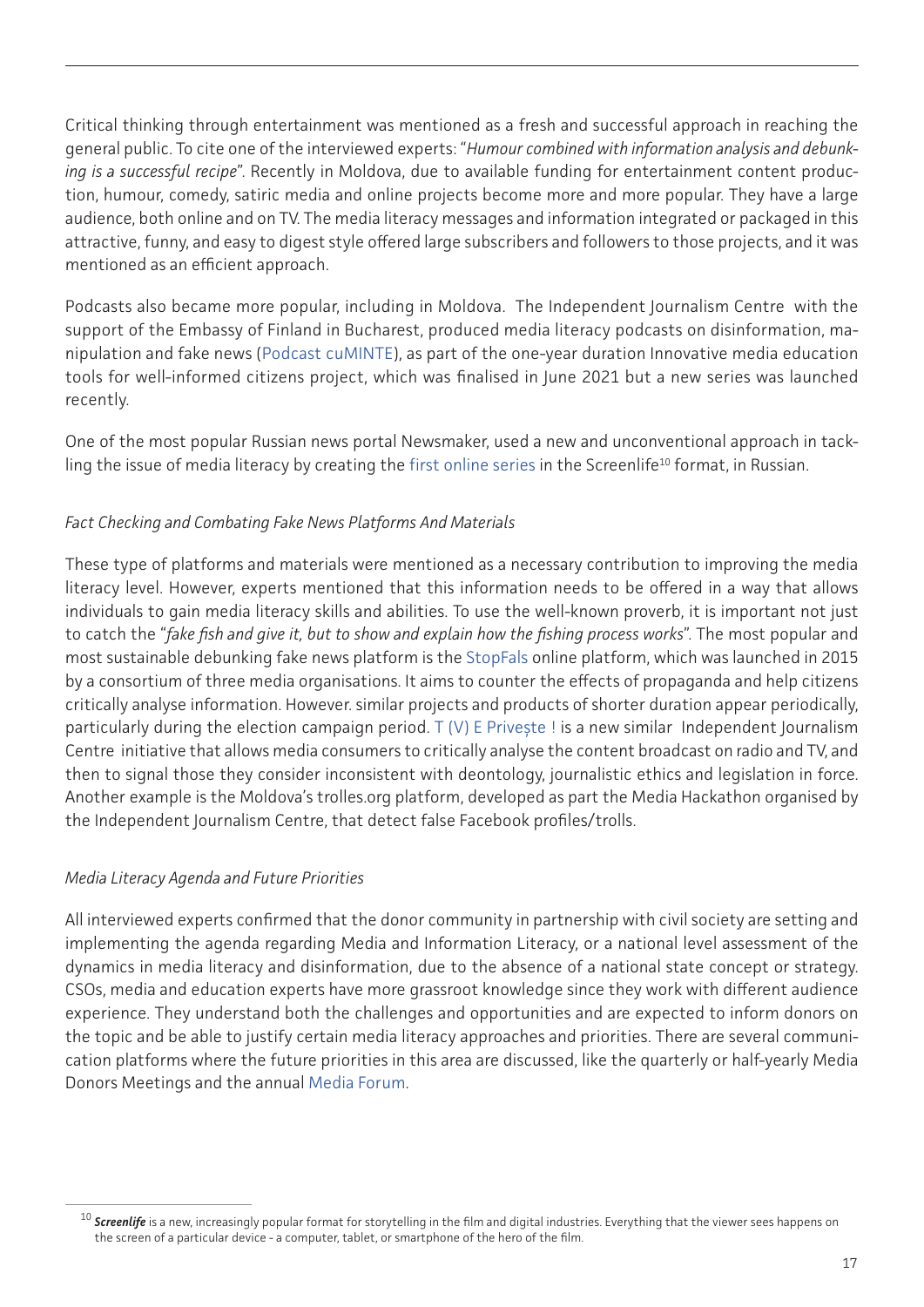Critical thinking through entertainment was mentioned as a fresh and successful approach in reaching the general public. To cite one of the interviewed experts: "*Humour combined with information analysis and debunking is a successful recipe*". Recently in Moldova, due to available funding for entertainment content production, humour, comedy, satiric media and online projects become more and more popular. They have a large audience, both online and on TV. The media literacy messages and information integrated or packaged in this attractive, funny, and easy to digest style offered large subscribers and followers to those projects, and it was mentioned as an efficient approach.

Podcasts also became more popular, including in Moldova. The Independent Journalism Centre with the support of the Embassy of Finland in Bucharest, produced media literacy podcasts on disinformation, manipulation and fake news (Podcast cuMINTE), as part of the one-year duration Innovative media education tools for well-informed citizens project, which was finalised in June 2021 but a new series was launched recently.

One of the most popular Russian news portal Newsmaker, used a new and unconventional approach in tackling the issue of media literacy by creating the first online series in the Screenlife[10] format, in Russian.

*Fact Checking and Combating Fake News Platforms And Materials*

These type of platforms and materials were mentioned as a necessary contribution to improving the media literacy level. However, experts mentioned that this information needs to be offered in a way that allows individuals to gain media literacy skills and abilities. To use the well-known proverb, it is important not just to catch the "*fake fish and give it, but to show and explain how the fishing process works*". The most popular and most sustainable debunking fake news platform is the StopFals online platform, which was launched in 2015 by a consortium of three media organisations. It aims to counter the effects of propaganda and help citizens critically analyse information. However. similar projects and products of shorter duration appear periodically, particularly during the election campaign period. T (V) E Privește ! is a new similar Independent Journalism Centre initiative that allows media consumers to critically analyse the content broadcast on radio and TV, and then to signal those they consider inconsistent with deontology, journalistic ethics and legislation in force. Another example is the Moldova's trolles.org platform, developed as part the Media Hackathon organised by the Independent Journalism Centre, that detect false Facebook profiles/trolls.

*Media Literacy Agenda and Future Priorities*

All interviewed experts confirmed that the donor community in partnership with civil society are setting and implementing the agenda regarding Media and Information Literacy, or a national level assessment of the dynamics in media literacy and disinformation, due to the absence of a national state concept or strategy. CSOs, media and education experts have more grassroot knowledge since they work with different audience experience. They understand both the challenges and opportunities and are expected to inform donors on the topic and be able to justify certain media literacy approaches and priorities. There are several communication platforms where the future priorities in this area are discussed, like the quarterly or half-yearly Media Donors Meetings and the annual Media Forum.

---

[10] ***Screenlife*** is a new, increasingly popular format for storytelling in the film and digital industries. Everything that the viewer sees happens on the screen of a particular device - a computer, tablet, or smartphone of the hero of the film.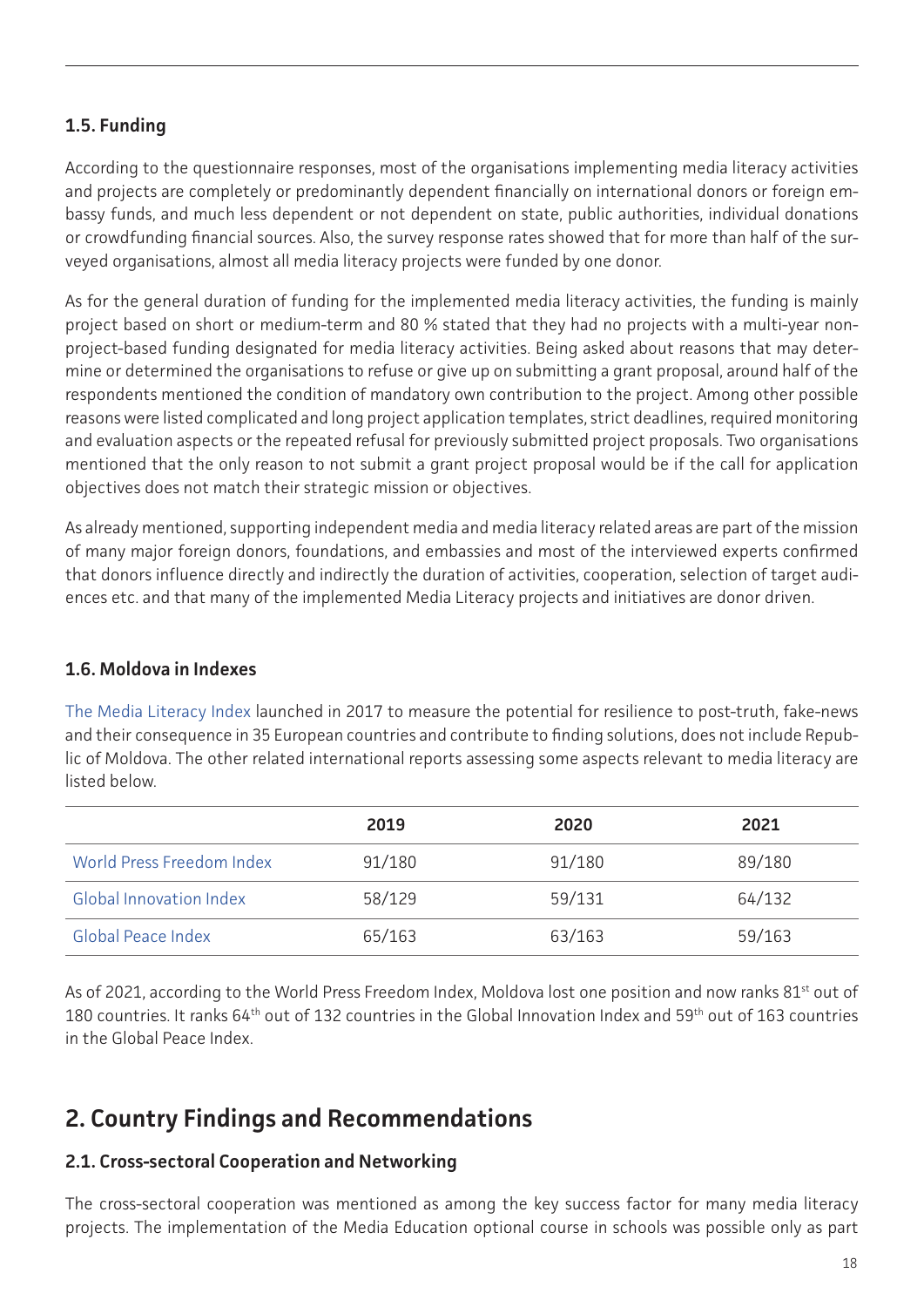### 1.5. Funding

According to the questionnaire responses, most of the organisations implementing media literacy activities and projects are completely or predominantly dependent financially on international donors or foreign embassy funds, and much less dependent or not dependent on state, public authorities, individual donations or crowdfunding financial sources. Also, the survey response rates showed that for more than half of the surveyed organisations, almost all media literacy projects were funded by one donor.

As for the general duration of funding for the implemented media literacy activities, the funding is mainly project based on short or medium-term and 80 % stated that they had no projects with a multi-year non-project-based funding designated for media literacy activities. Being asked about reasons that may determine or determined the organisations to refuse or give up on submitting a grant proposal, around half of the respondents mentioned the condition of mandatory own contribution to the project. Among other possible reasons were listed complicated and long project application templates, strict deadlines, required monitoring and evaluation aspects or the repeated refusal for previously submitted project proposals. Two organisations mentioned that the only reason to not submit a grant project proposal would be if the call for application objectives does not match their strategic mission or objectives.

As already mentioned, supporting independent media and media literacy related areas are part of the mission of many major foreign donors, foundations, and embassies and most of the interviewed experts confirmed that donors influence directly and indirectly the duration of activities, cooperation, selection of target audiences etc. and that many of the implemented Media Literacy projects and initiatives are donor driven.

### 1.6. Moldova in Indexes

The Media Literacy Index launched in 2017 to measure the potential for resilience to post-truth, fake-news and their consequence in 35 European countries and contribute to finding solutions, does not include Republic of Moldova. The other related international reports assessing some aspects relevant to media literacy are listed below.

| | 2019 | 2020 | 2021 |
|---|---|---|---|
| World Press Freedom Index | 91/180 | 91/180 | 89/180 |
| Global Innovation Index | 58/129 | 59/131 | 64/132 |
| Global Peace Index | 65/163 | 63/163 | 59/163 |

As of 2021, according to the World Press Freedom Index, Moldova lost one position and now ranks 81st out of 180 countries. It ranks 64th out of 132 countries in the Global Innovation Index and 59th out of 163 countries in the Global Peace Index.

## 2. Country Findings and Recommendations

### 2.1. Cross-sectoral Cooperation and Networking

The cross-sectoral cooperation was mentioned as among the key success factor for many media literacy projects. The implementation of the Media Education optional course in schools was possible only as part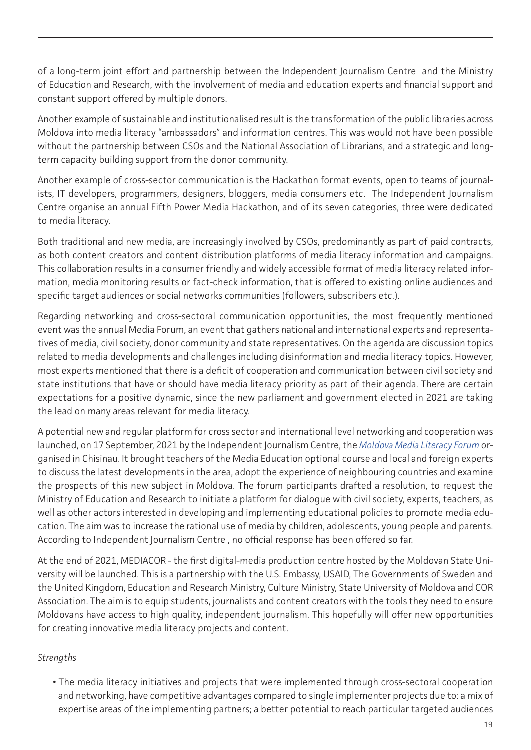of a long-term joint effort and partnership between the Independent Journalism Centre and the Ministry of Education and Research, with the involvement of media and education experts and financial support and constant support offered by multiple donors.

Another example of sustainable and institutionalised result is the transformation of the public libraries across Moldova into media literacy "ambassadors" and information centres. This was would not have been possible without the partnership between CSOs and the National Association of Librarians, and a strategic and long-term capacity building support from the donor community.

Another example of cross-sector communication is the Hackathon format events, open to teams of journalists, IT developers, programmers, designers, bloggers, media consumers etc. The Independent Journalism Centre organise an annual Fifth Power Media Hackathon, and of its seven categories, three were dedicated to media literacy.

Both traditional and new media, are increasingly involved by CSOs, predominantly as part of paid contracts, as both content creators and content distribution platforms of media literacy information and campaigns. This collaboration results in a consumer friendly and widely accessible format of media literacy related information, media monitoring results or fact-check information, that is offered to existing online audiences and specific target audiences or social networks communities (followers, subscribers etc.).

Regarding networking and cross-sectoral communication opportunities, the most frequently mentioned event was the annual Media Forum, an event that gathers national and international experts and representatives of media, civil society, donor community and state representatives. On the agenda are discussion topics related to media developments and challenges including disinformation and media literacy topics. However, most experts mentioned that there is a deficit of cooperation and communication between civil society and state institutions that have or should have media literacy priority as part of their agenda. There are certain expectations for a positive dynamic, since the new parliament and government elected in 2021 are taking the lead on many areas relevant for media literacy.

A potential new and regular platform for cross sector and international level networking and cooperation was launched, on 17 September, 2021 by the Independent Journalism Centre, the *Moldova Media Literacy Forum* organised in Chisinau. It brought teachers of the Media Education optional course and local and foreign experts to discuss the latest developments in the area, adopt the experience of neighbouring countries and examine the prospects of this new subject in Moldova. The forum participants drafted a resolution, to request the Ministry of Education and Research to initiate a platform for dialogue with civil society, experts, teachers, as well as other actors interested in developing and implementing educational policies to promote media education. The aim was to increase the rational use of media by children, adolescents, young people and parents. According to Independent Journalism Centre , no official response has been offered so far.

At the end of 2021, MEDIACOR - the first digital-media production centre hosted by the Moldovan State University will be launched. This is a partnership with the U.S. Embassy, USAID, The Governments of Sweden and the United Kingdom, Education and Research Ministry, Culture Ministry, State University of Moldova and COR Association. The aim is to equip students, journalists and content creators with the tools they need to ensure Moldovans have access to high quality, independent journalism. This hopefully will offer new opportunities for creating innovative media literacy projects and content.

*Strengths*

- The media literacy initiatives and projects that were implemented through cross-sectoral cooperation and networking, have competitive advantages compared to single implementer projects due to: a mix of expertise areas of the implementing partners; a better potential to reach particular targeted audiences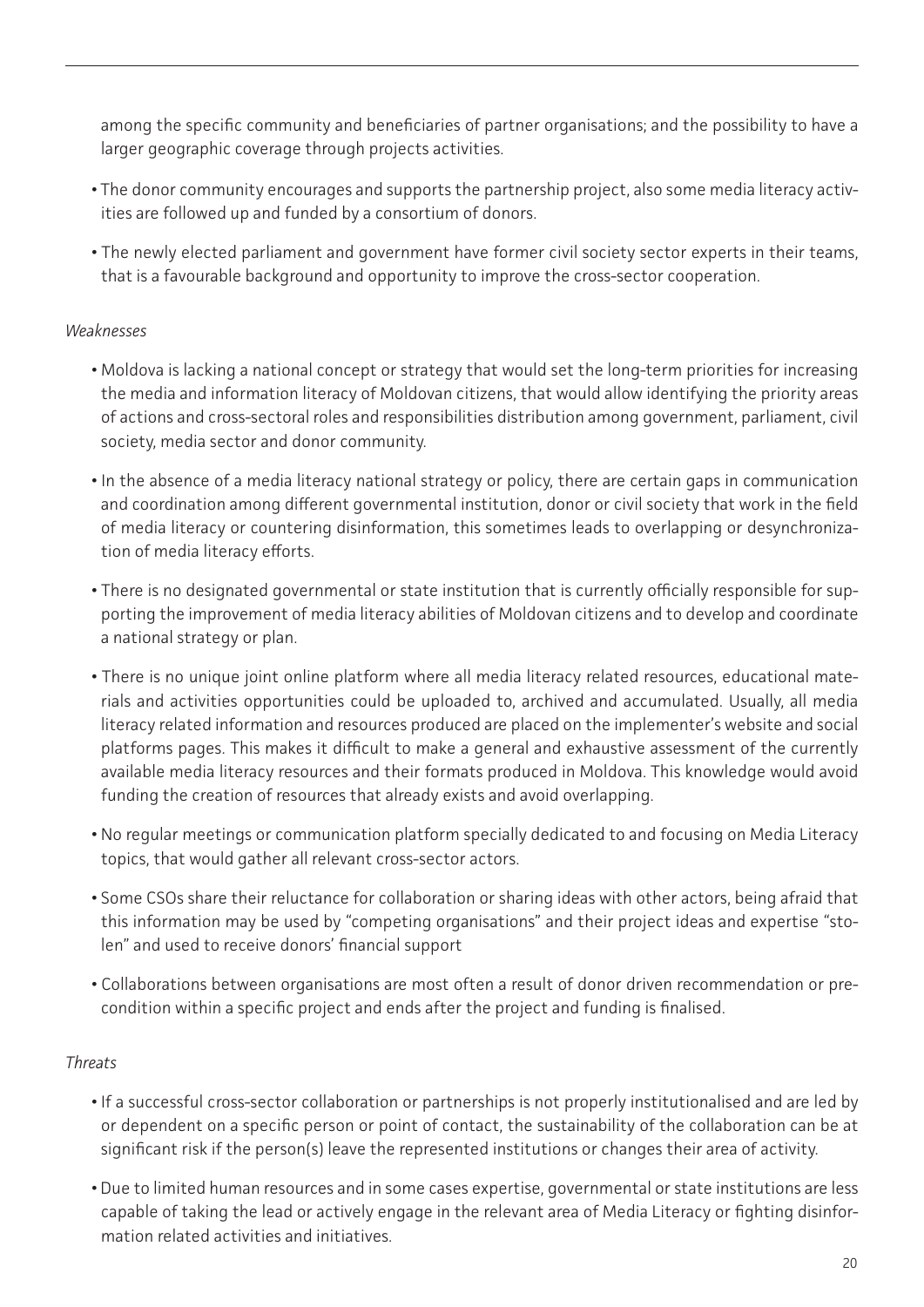among the specific community and beneficiaries of partner organisations; and the possibility to have a larger geographic coverage through projects activities.

- The donor community encourages and supports the partnership project, also some media literacy activities are followed up and funded by a consortium of donors.
- The newly elected parliament and government have former civil society sector experts in their teams, that is a favourable background and opportunity to improve the cross-sector cooperation.

*Weaknesses*

- Moldova is lacking a national concept or strategy that would set the long-term priorities for increasing the media and information literacy of Moldovan citizens, that would allow identifying the priority areas of actions and cross-sectoral roles and responsibilities distribution among government, parliament, civil society, media sector and donor community.
- In the absence of a media literacy national strategy or policy, there are certain gaps in communication and coordination among different governmental institution, donor or civil society that work in the field of media literacy or countering disinformation, this sometimes leads to overlapping or desynchronization of media literacy efforts.
- There is no designated governmental or state institution that is currently officially responsible for supporting the improvement of media literacy abilities of Moldovan citizens and to develop and coordinate a national strategy or plan.
- There is no unique joint online platform where all media literacy related resources, educational materials and activities opportunities could be uploaded to, archived and accumulated. Usually, all media literacy related information and resources produced are placed on the implementer's website and social platforms pages. This makes it difficult to make a general and exhaustive assessment of the currently available media literacy resources and their formats produced in Moldova. This knowledge would avoid funding the creation of resources that already exists and avoid overlapping.
- No regular meetings or communication platform specially dedicated to and focusing on Media Literacy topics, that would gather all relevant cross-sector actors.
- Some CSOs share their reluctance for collaboration or sharing ideas with other actors, being afraid that this information may be used by "competing organisations" and their project ideas and expertise "stolen" and used to receive donors' financial support
- Collaborations between organisations are most often a result of donor driven recommendation or precondition within a specific project and ends after the project and funding is finalised.

*Threats*

- If a successful cross-sector collaboration or partnerships is not properly institutionalised and are led by or dependent on a specific person or point of contact, the sustainability of the collaboration can be at significant risk if the person(s) leave the represented institutions or changes their area of activity.
- Due to limited human resources and in some cases expertise, governmental or state institutions are less capable of taking the lead or actively engage in the relevant area of Media Literacy or fighting disinformation related activities and initiatives.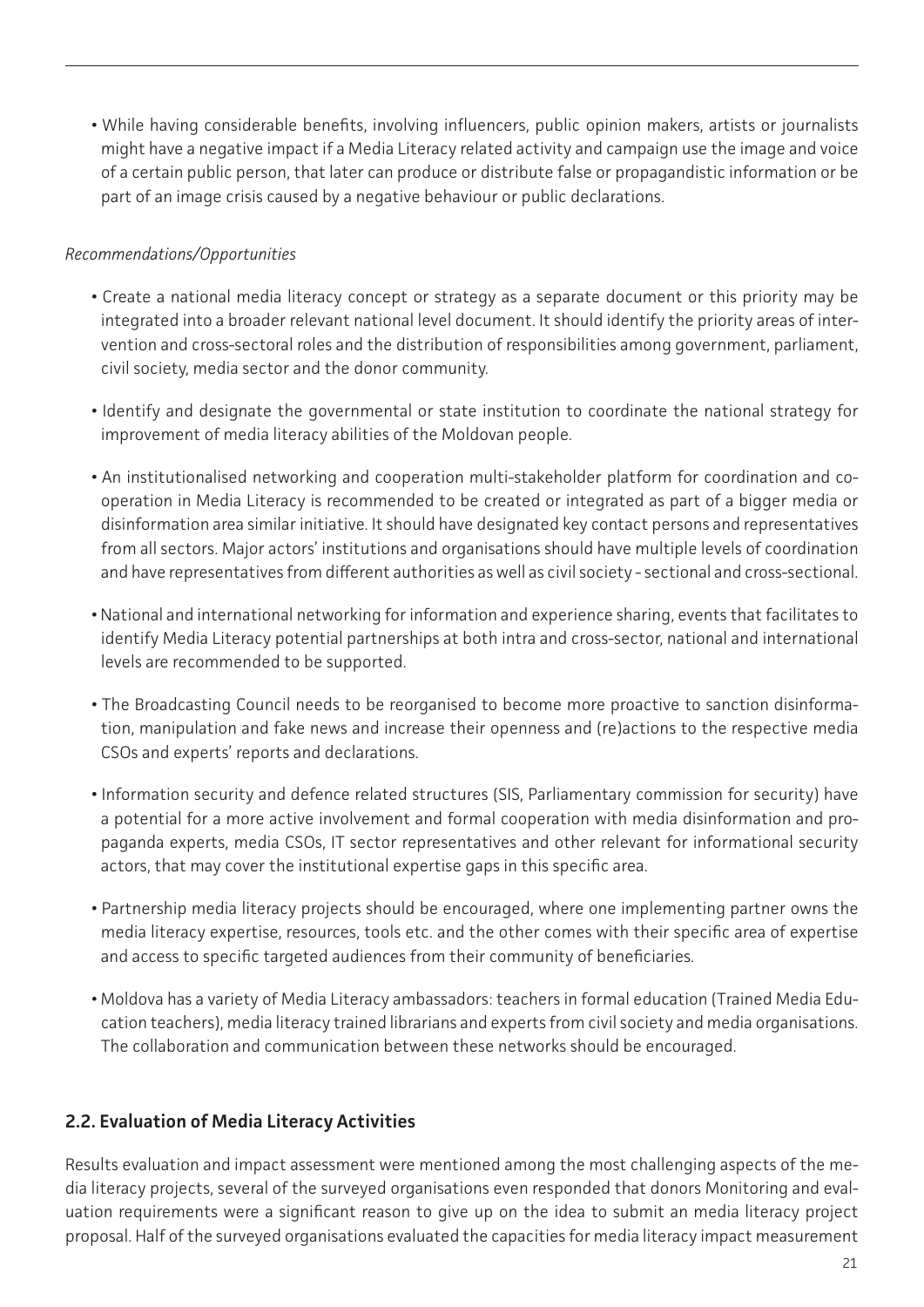- While having considerable benefits, involving influencers, public opinion makers, artists or journalists might have a negative impact if a Media Literacy related activity and campaign use the image and voice of a certain public person, that later can produce or distribute false or propagandistic information or be part of an image crisis caused by a negative behaviour or public declarations.

*Recommendations/Opportunities*

- Create a national media literacy concept or strategy as a separate document or this priority may be integrated into a broader relevant national level document. It should identify the priority areas of intervention and cross-sectoral roles and the distribution of responsibilities among government, parliament, civil society, media sector and the donor community.
- Identify and designate the governmental or state institution to coordinate the national strategy for improvement of media literacy abilities of the Moldovan people.
- An institutionalised networking and cooperation multi-stakeholder platform for coordination and cooperation in Media Literacy is recommended to be created or integrated as part of a bigger media or disinformation area similar initiative. It should have designated key contact persons and representatives from all sectors. Major actors' institutions and organisations should have multiple levels of coordination and have representatives from different authorities as well as civil society - sectional and cross-sectional.
- National and international networking for information and experience sharing, events that facilitates to identify Media Literacy potential partnerships at both intra and cross-sector, national and international levels are recommended to be supported.
- The Broadcasting Council needs to be reorganised to become more proactive to sanction disinformation, manipulation and fake news and increase their openness and (re)actions to the respective media CSOs and experts' reports and declarations.
- Information security and defence related structures (SIS, Parliamentary commission for security) have a potential for a more active involvement and formal cooperation with media disinformation and propaganda experts, media CSOs, IT sector representatives and other relevant for informational security actors, that may cover the institutional expertise gaps in this specific area.
- Partnership media literacy projects should be encouraged, where one implementing partner owns the media literacy expertise, resources, tools etc. and the other comes with their specific area of expertise and access to specific targeted audiences from their community of beneficiaries.
- Moldova has a variety of Media Literacy ambassadors: teachers in formal education (Trained Media Education teachers), media literacy trained librarians and experts from civil society and media organisations. The collaboration and communication between these networks should be encouraged.

## 2.2. Evaluation of Media Literacy Activities

Results evaluation and impact assessment were mentioned among the most challenging aspects of the media literacy projects, several of the surveyed organisations even responded that donors Monitoring and evaluation requirements were a significant reason to give up on the idea to submit an media literacy project proposal. Half of the surveyed organisations evaluated the capacities for media literacy impact measurement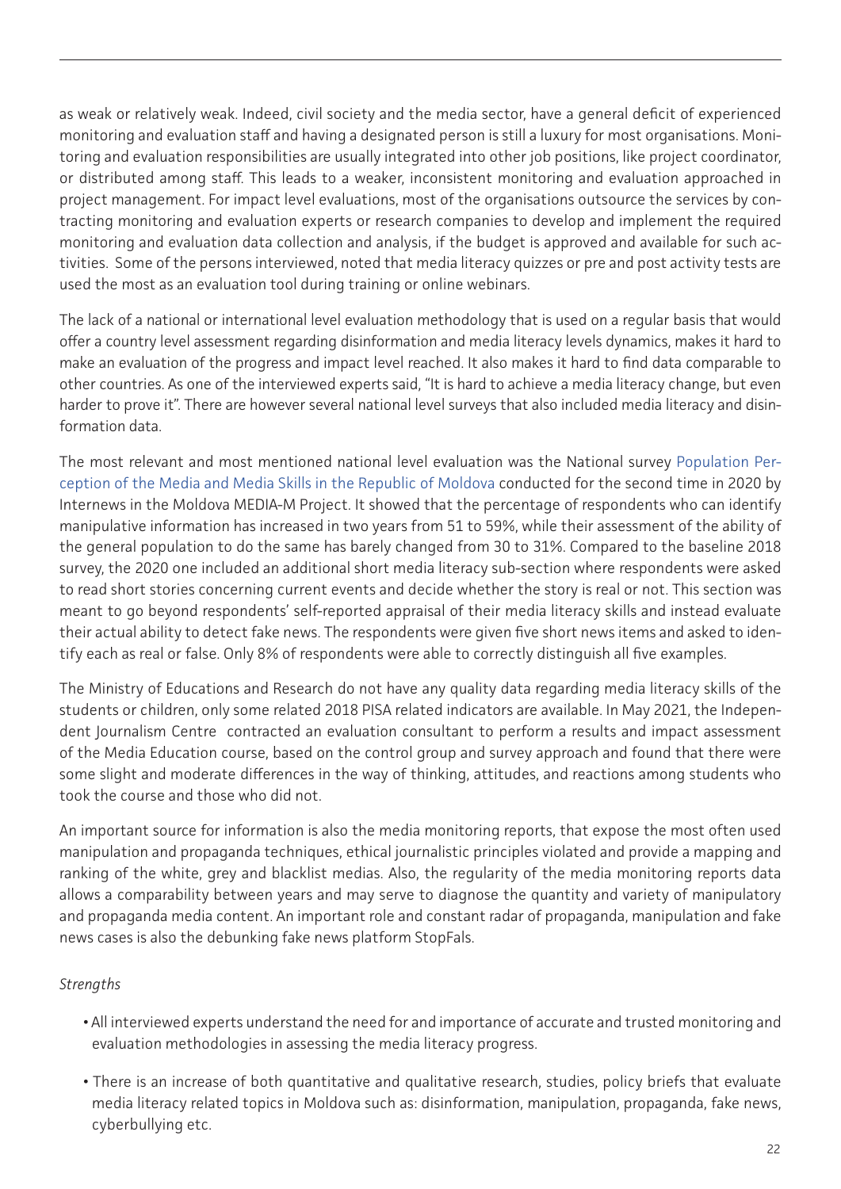as weak or relatively weak. Indeed, civil society and the media sector, have a general deficit of experienced monitoring and evaluation staff and having a designated person is still a luxury for most organisations. Monitoring and evaluation responsibilities are usually integrated into other job positions, like project coordinator, or distributed among staff. This leads to a weaker, inconsistent monitoring and evaluation approached in project management. For impact level evaluations, most of the organisations outsource the services by contracting monitoring and evaluation experts or research companies to develop and implement the required monitoring and evaluation data collection and analysis, if the budget is approved and available for such activities. Some of the persons interviewed, noted that media literacy quizzes or pre and post activity tests are used the most as an evaluation tool during training or online webinars.

The lack of a national or international level evaluation methodology that is used on a regular basis that would offer a country level assessment regarding disinformation and media literacy levels dynamics, makes it hard to make an evaluation of the progress and impact level reached. It also makes it hard to find data comparable to other countries. As one of the interviewed experts said, "It is hard to achieve a media literacy change, but even harder to prove it". There are however several national level surveys that also included media literacy and disinformation data.

The most relevant and most mentioned national level evaluation was the National survey Population Perception of the Media and Media Skills in the Republic of Moldova conducted for the second time in 2020 by Internews in the Moldova MEDIA-M Project. It showed that the percentage of respondents who can identify manipulative information has increased in two years from 51 to 59%, while their assessment of the ability of the general population to do the same has barely changed from 30 to 31%. Compared to the baseline 2018 survey, the 2020 one included an additional short media literacy sub-section where respondents were asked to read short stories concerning current events and decide whether the story is real or not. This section was meant to go beyond respondents' self-reported appraisal of their media literacy skills and instead evaluate their actual ability to detect fake news. The respondents were given five short news items and asked to identify each as real or false. Only 8% of respondents were able to correctly distinguish all five examples.

The Ministry of Educations and Research do not have any quality data regarding media literacy skills of the students or children, only some related 2018 PISA related indicators are available. In May 2021, the Independent Journalism Centre contracted an evaluation consultant to perform a results and impact assessment of the Media Education course, based on the control group and survey approach and found that there were some slight and moderate differences in the way of thinking, attitudes, and reactions among students who took the course and those who did not.

An important source for information is also the media monitoring reports, that expose the most often used manipulation and propaganda techniques, ethical journalistic principles violated and provide a mapping and ranking of the white, grey and blacklist medias. Also, the regularity of the media monitoring reports data allows a comparability between years and may serve to diagnose the quantity and variety of manipulatory and propaganda media content. An important role and constant radar of propaganda, manipulation and fake news cases is also the debunking fake news platform StopFals.

*Strengths*

- All interviewed experts understand the need for and importance of accurate and trusted monitoring and evaluation methodologies in assessing the media literacy progress.
- There is an increase of both quantitative and qualitative research, studies, policy briefs that evaluate media literacy related topics in Moldova such as: disinformation, manipulation, propaganda, fake news, cyberbullying etc.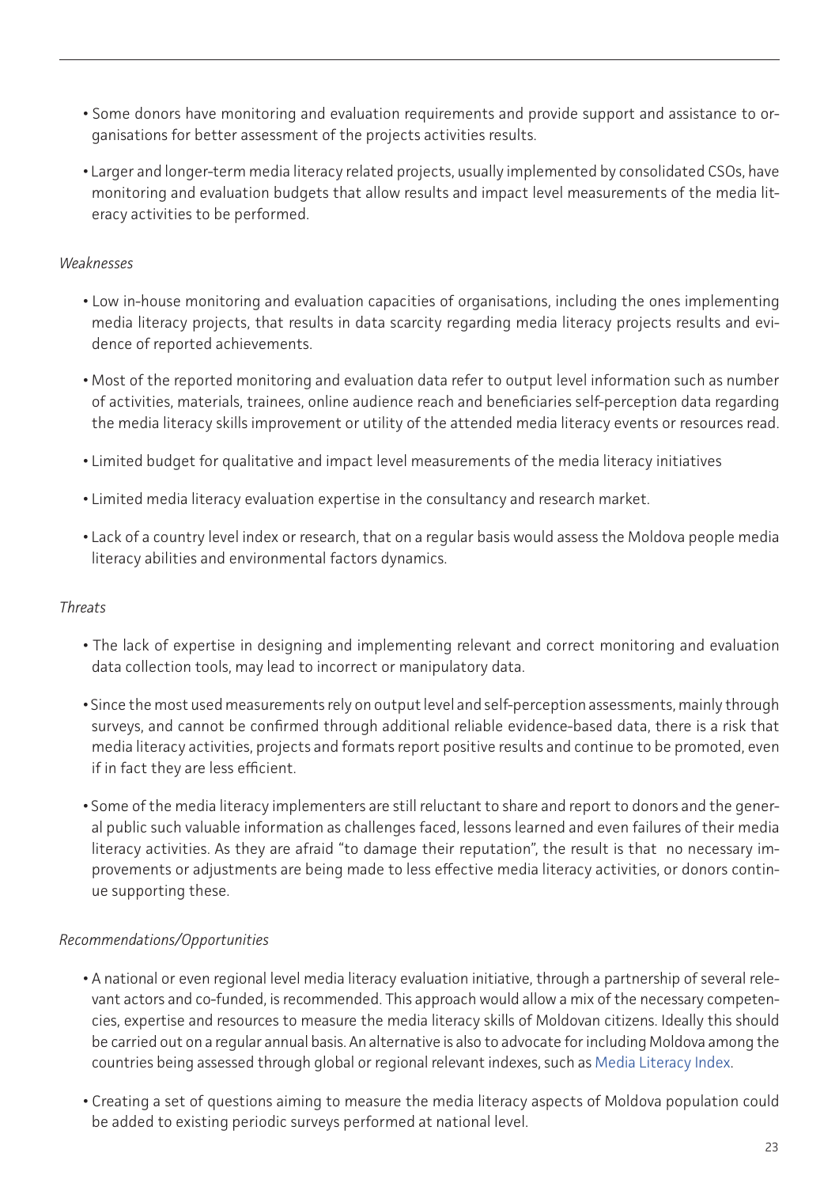- Some donors have monitoring and evaluation requirements and provide support and assistance to organisations for better assessment of the projects activities results.
- Larger and longer-term media literacy related projects, usually implemented by consolidated CSOs, have monitoring and evaluation budgets that allow results and impact level measurements of the media literacy activities to be performed.

*Weaknesses*

- Low in-house monitoring and evaluation capacities of organisations, including the ones implementing media literacy projects, that results in data scarcity regarding media literacy projects results and evidence of reported achievements.
- Most of the reported monitoring and evaluation data refer to output level information such as number of activities, materials, trainees, online audience reach and beneficiaries self-perception data regarding the media literacy skills improvement or utility of the attended media literacy events or resources read.
- Limited budget for qualitative and impact level measurements of the media literacy initiatives
- Limited media literacy evaluation expertise in the consultancy and research market.
- Lack of a country level index or research, that on a regular basis would assess the Moldova people media literacy abilities and environmental factors dynamics.

*Threats*

- The lack of expertise in designing and implementing relevant and correct monitoring and evaluation data collection tools, may lead to incorrect or manipulatory data.
- Since the most used measurements rely on output level and self-perception assessments, mainly through surveys, and cannot be confirmed through additional reliable evidence-based data, there is a risk that media literacy activities, projects and formats report positive results and continue to be promoted, even if in fact they are less efficient.
- Some of the media literacy implementers are still reluctant to share and report to donors and the general public such valuable information as challenges faced, lessons learned and even failures of their media literacy activities. As they are afraid "to damage their reputation", the result is that no necessary improvements or adjustments are being made to less effective media literacy activities, or donors continue supporting these.

*Recommendations/Opportunities*

- A national or even regional level media literacy evaluation initiative, through a partnership of several relevant actors and co-funded, is recommended. This approach would allow a mix of the necessary competencies, expertise and resources to measure the media literacy skills of Moldovan citizens. Ideally this should be carried out on a regular annual basis. An alternative is also to advocate for including Moldova among the countries being assessed through global or regional relevant indexes, such as Media Literacy Index.
- Creating a set of questions aiming to measure the media literacy aspects of Moldova population could be added to existing periodic surveys performed at national level.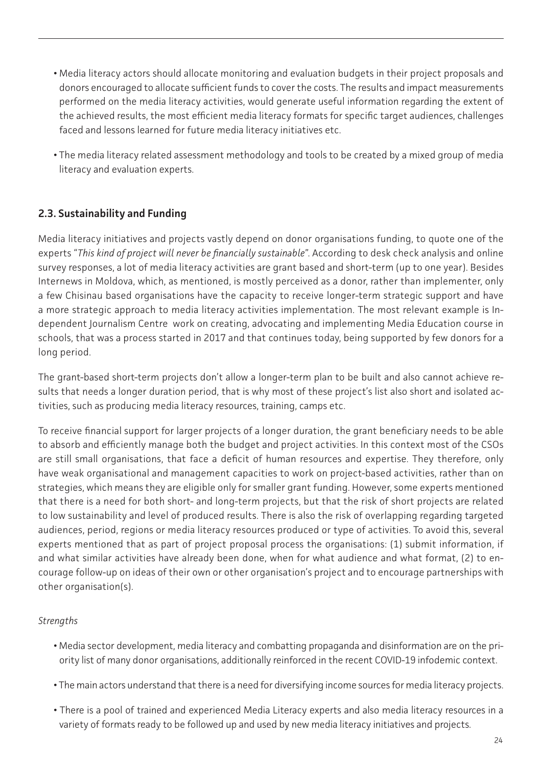- Media literacy actors should allocate monitoring and evaluation budgets in their project proposals and donors encouraged to allocate sufficient funds to cover the costs. The results and impact measurements performed on the media literacy activities, would generate useful information regarding the extent of the achieved results, the most efficient media literacy formats for specific target audiences, challenges faced and lessons learned for future media literacy initiatives etc.

- The media literacy related assessment methodology and tools to be created by a mixed group of media literacy and evaluation experts.

## 2.3. Sustainability and Funding

Media literacy initiatives and projects vastly depend on donor organisations funding, to quote one of the experts "*This kind of project will never be financially sustainable*". According to desk check analysis and online survey responses, a lot of media literacy activities are grant based and short-term (up to one year). Besides Internews in Moldova, which, as mentioned, is mostly perceived as a donor, rather than implementer, only a few Chisinau based organisations have the capacity to receive longer-term strategic support and have a more strategic approach to media literacy activities implementation. The most relevant example is Independent Journalism Centre work on creating, advocating and implementing Media Education course in schools, that was a process started in 2017 and that continues today, being supported by few donors for a long period.

The grant-based short-term projects don't allow a longer-term plan to be built and also cannot achieve results that needs a longer duration period, that is why most of these project's list also short and isolated activities, such as producing media literacy resources, training, camps etc.

To receive financial support for larger projects of a longer duration, the grant beneficiary needs to be able to absorb and efficiently manage both the budget and project activities. In this context most of the CSOs are still small organisations, that face a deficit of human resources and expertise. They therefore, only have weak organisational and management capacities to work on project-based activities, rather than on strategies, which means they are eligible only for smaller grant funding. However, some experts mentioned that there is a need for both short- and long-term projects, but that the risk of short projects are related to low sustainability and level of produced results. There is also the risk of overlapping regarding targeted audiences, period, regions or media literacy resources produced or type of activities. To avoid this, several experts mentioned that as part of project proposal process the organisations: (1) submit information, if and what similar activities have already been done, when for what audience and what format, (2) to encourage follow-up on ideas of their own or other organisation's project and to encourage partnerships with other organisation(s).

*Strengths*

- Media sector development, media literacy and combatting propaganda and disinformation are on the priority list of many donor organisations, additionally reinforced in the recent COVID-19 infodemic context.

- The main actors understand that there is a need for diversifying income sources for media literacy projects.

- There is a pool of trained and experienced Media Literacy experts and also media literacy resources in a variety of formats ready to be followed up and used by new media literacy initiatives and projects.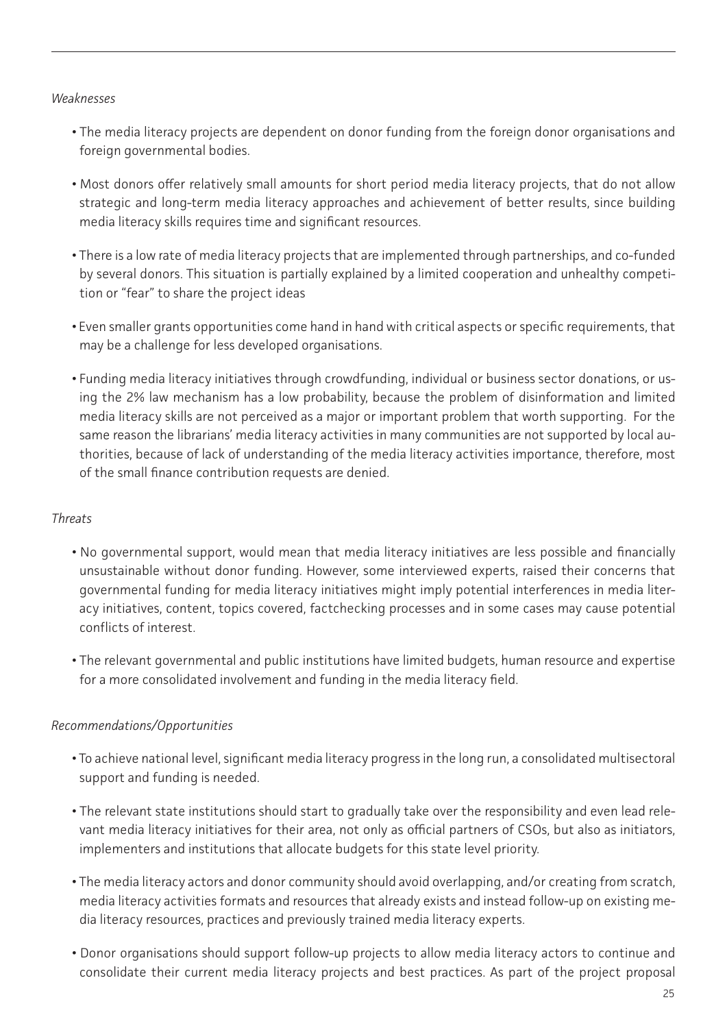*Weaknesses*

- The media literacy projects are dependent on donor funding from the foreign donor organisations and foreign governmental bodies.
- Most donors offer relatively small amounts for short period media literacy projects, that do not allow strategic and long-term media literacy approaches and achievement of better results, since building media literacy skills requires time and significant resources.
- There is a low rate of media literacy projects that are implemented through partnerships, and co-funded by several donors. This situation is partially explained by a limited cooperation and unhealthy competition or "fear" to share the project ideas
- Even smaller grants opportunities come hand in hand with critical aspects or specific requirements, that may be a challenge for less developed organisations.
- Funding media literacy initiatives through crowdfunding, individual or business sector donations, or using the 2% law mechanism has a low probability, because the problem of disinformation and limited media literacy skills are not perceived as a major or important problem that worth supporting. For the same reason the librarians' media literacy activities in many communities are not supported by local authorities, because of lack of understanding of the media literacy activities importance, therefore, most of the small finance contribution requests are denied.

*Threats*

- No governmental support, would mean that media literacy initiatives are less possible and financially unsustainable without donor funding. However, some interviewed experts, raised their concerns that governmental funding for media literacy initiatives might imply potential interferences in media literacy initiatives, content, topics covered, factchecking processes and in some cases may cause potential conflicts of interest.
- The relevant governmental and public institutions have limited budgets, human resource and expertise for a more consolidated involvement and funding in the media literacy field.

*Recommendations/Opportunities*

- To achieve national level, significant media literacy progress in the long run, a consolidated multisectoral support and funding is needed.
- The relevant state institutions should start to gradually take over the responsibility and even lead relevant media literacy initiatives for their area, not only as official partners of CSOs, but also as initiators, implementers and institutions that allocate budgets for this state level priority.
- The media literacy actors and donor community should avoid overlapping, and/or creating from scratch, media literacy activities formats and resources that already exists and instead follow-up on existing media literacy resources, practices and previously trained media literacy experts.
- Donor organisations should support follow-up projects to allow media literacy actors to continue and consolidate their current media literacy projects and best practices. As part of the project proposal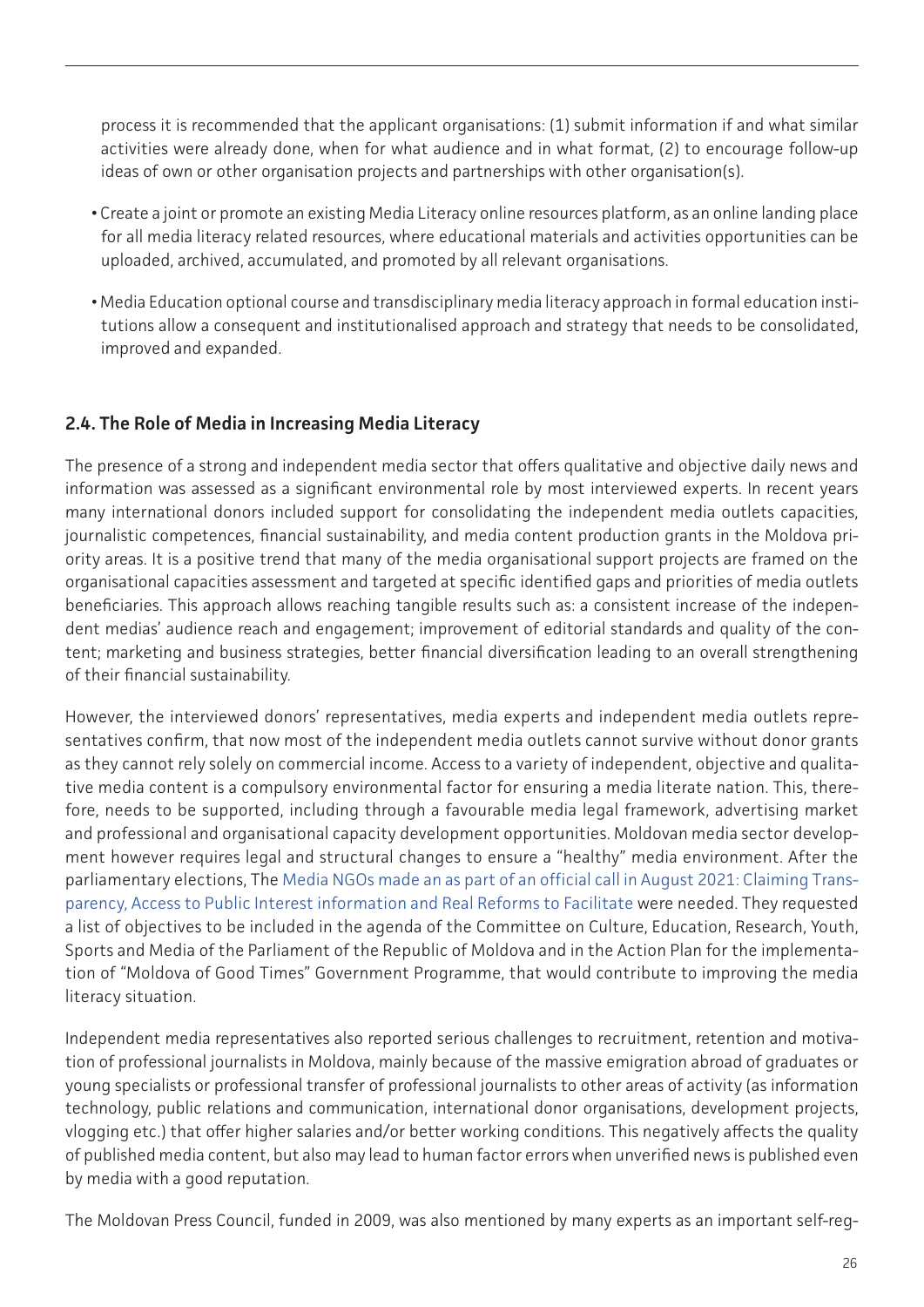process it is recommended that the applicant organisations: (1) submit information if and what similar activities were already done, when for what audience and in what format, (2) to encourage follow-up ideas of own or other organisation projects and partnerships with other organisation(s).

- Create a joint or promote an existing Media Literacy online resources platform, as an online landing place for all media literacy related resources, where educational materials and activities opportunities can be uploaded, archived, accumulated, and promoted by all relevant organisations.
- Media Education optional course and transdisciplinary media literacy approach in formal education institutions allow a consequent and institutionalised approach and strategy that needs to be consolidated, improved and expanded.

### 2.4. The Role of Media in Increasing Media Literacy

The presence of a strong and independent media sector that offers qualitative and objective daily news and information was assessed as a significant environmental role by most interviewed experts. In recent years many international donors included support for consolidating the independent media outlets capacities, journalistic competences, financial sustainability, and media content production grants in the Moldova priority areas. It is a positive trend that many of the media organisational support projects are framed on the organisational capacities assessment and targeted at specific identified gaps and priorities of media outlets beneficiaries. This approach allows reaching tangible results such as: a consistent increase of the independent medias' audience reach and engagement; improvement of editorial standards and quality of the content; marketing and business strategies, better financial diversification leading to an overall strengthening of their financial sustainability.

However, the interviewed donors' representatives, media experts and independent media outlets representatives confirm, that now most of the independent media outlets cannot survive without donor grants as they cannot rely solely on commercial income. Access to a variety of independent, objective and qualitative media content is a compulsory environmental factor for ensuring a media literate nation. This, therefore, needs to be supported, including through a favourable media legal framework, advertising market and professional and organisational capacity development opportunities. Moldovan media sector development however requires legal and structural changes to ensure a "healthy" media environment. After the parliamentary elections, The Media NGOs made an as part of an official call in August 2021: Claiming Transparency, Access to Public Interest information and Real Reforms to Facilitate were needed. They requested a list of objectives to be included in the agenda of the Committee on Culture, Education, Research, Youth, Sports and Media of the Parliament of the Republic of Moldova and in the Action Plan for the implementation of "Moldova of Good Times" Government Programme, that would contribute to improving the media literacy situation.

Independent media representatives also reported serious challenges to recruitment, retention and motivation of professional journalists in Moldova, mainly because of the massive emigration abroad of graduates or young specialists or professional transfer of professional journalists to other areas of activity (as information technology, public relations and communication, international donor organisations, development projects, vlogging etc.) that offer higher salaries and/or better working conditions. This negatively affects the quality of published media content, but also may lead to human factor errors when unverified news is published even by media with a good reputation.

The Moldovan Press Council, funded in 2009, was also mentioned by many experts as an important self-reg-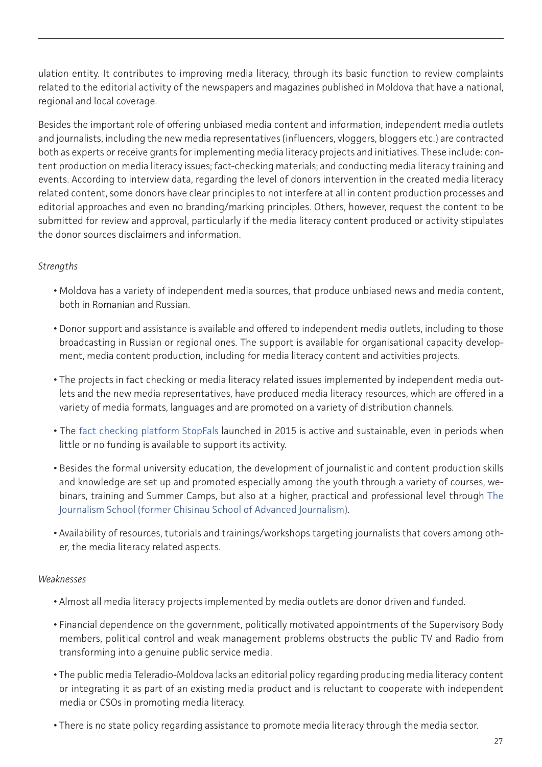ulation entity. It contributes to improving media literacy, through its basic function to review complaints related to the editorial activity of the newspapers and magazines published in Moldova that have a national, regional and local coverage.

Besides the important role of offering unbiased media content and information, independent media outlets and journalists, including the new media representatives (influencers, vloggers, bloggers etc.) are contracted both as experts or receive grants for implementing media literacy projects and initiatives. These include: content production on media literacy issues; fact-checking materials; and conducting media literacy training and events. According to interview data, regarding the level of donors intervention in the created media literacy related content, some donors have clear principles to not interfere at all in content production processes and editorial approaches and even no branding/marking principles. Others, however, request the content to be submitted for review and approval, particularly if the media literacy content produced or activity stipulates the donor sources disclaimers and information.

*Strengths*

- Moldova has a variety of independent media sources, that produce unbiased news and media content, both in Romanian and Russian.
- Donor support and assistance is available and offered to independent media outlets, including to those broadcasting in Russian or regional ones. The support is available for organisational capacity development, media content production, including for media literacy content and activities projects.
- The projects in fact checking or media literacy related issues implemented by independent media outlets and the new media representatives, have produced media literacy resources, which are offered in a variety of media formats, languages and are promoted on a variety of distribution channels.
- The fact checking platform StopFals launched in 2015 is active and sustainable, even in periods when little or no funding is available to support its activity.
- Besides the formal university education, the development of journalistic and content production skills and knowledge are set up and promoted especially among the youth through a variety of courses, webinars, training and Summer Camps, but also at a higher, practical and professional level through The Journalism School (former Chisinau School of Advanced Journalism).
- Availability of resources, tutorials and trainings/workshops targeting journalists that covers among other, the media literacy related aspects.

*Weaknesses*

- Almost all media literacy projects implemented by media outlets are donor driven and funded.
- Financial dependence on the government, politically motivated appointments of the Supervisory Body members, political control and weak management problems obstructs the public TV and Radio from transforming into a genuine public service media.
- The public media Teleradio-Moldova lacks an editorial policy regarding producing media literacy content or integrating it as part of an existing media product and is reluctant to cooperate with independent media or CSOs in promoting media literacy.
- There is no state policy regarding assistance to promote media literacy through the media sector.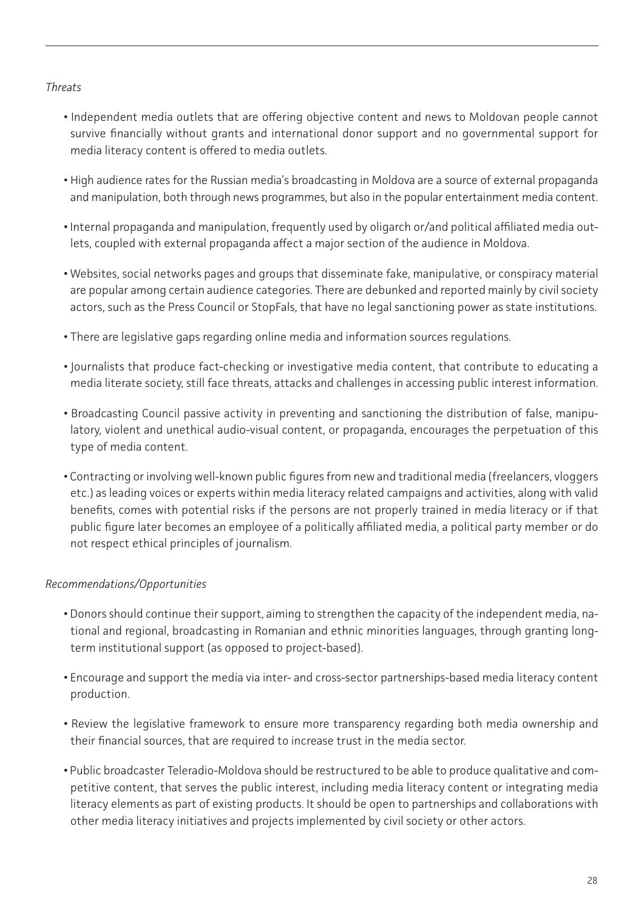*Threats*

- Independent media outlets that are offering objective content and news to Moldovan people cannot survive financially without grants and international donor support and no governmental support for media literacy content is offered to media outlets.
- High audience rates for the Russian media's broadcasting in Moldova are a source of external propaganda and manipulation, both through news programmes, but also in the popular entertainment media content.
- Internal propaganda and manipulation, frequently used by oligarch or/and political affiliated media outlets, coupled with external propaganda affect a major section of the audience in Moldova.
- Websites, social networks pages and groups that disseminate fake, manipulative, or conspiracy material are popular among certain audience categories. There are debunked and reported mainly by civil society actors, such as the Press Council or StopFals, that have no legal sanctioning power as state institutions.
- There are legislative gaps regarding online media and information sources regulations.
- Journalists that produce fact-checking or investigative media content, that contribute to educating a media literate society, still face threats, attacks and challenges in accessing public interest information.
- Broadcasting Council passive activity in preventing and sanctioning the distribution of false, manipulatory, violent and unethical audio-visual content, or propaganda, encourages the perpetuation of this type of media content.
- Contracting or involving well-known public figures from new and traditional media (freelancers, vloggers etc.) as leading voices or experts within media literacy related campaigns and activities, along with valid benefits, comes with potential risks if the persons are not properly trained in media literacy or if that public figure later becomes an employee of a politically affiliated media, a political party member or do not respect ethical principles of journalism.

*Recommendations/Opportunities*

- Donors should continue their support, aiming to strengthen the capacity of the independent media, national and regional, broadcasting in Romanian and ethnic minorities languages, through granting long-term institutional support (as opposed to project-based).
- Encourage and support the media via inter- and cross-sector partnerships-based media literacy content production.
- Review the legislative framework to ensure more transparency regarding both media ownership and their financial sources, that are required to increase trust in the media sector.
- Public broadcaster Teleradio-Moldova should be restructured to be able to produce qualitative and competitive content, that serves the public interest, including media literacy content or integrating media literacy elements as part of existing products. It should be open to partnerships and collaborations with other media literacy initiatives and projects implemented by civil society or other actors.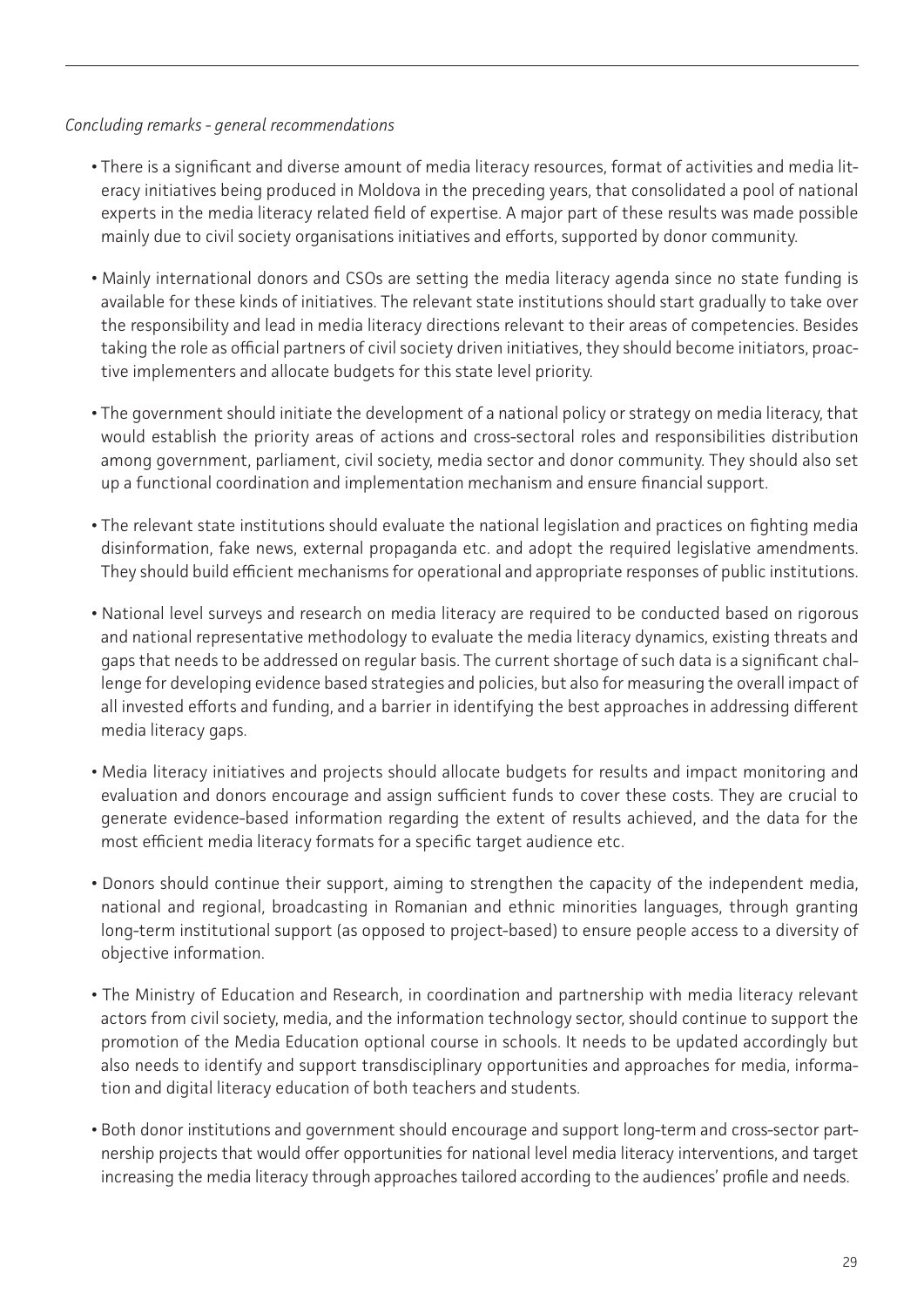*Concluding remarks - general recommendations*

- There is a significant and diverse amount of media literacy resources, format of activities and media literacy initiatives being produced in Moldova in the preceding years, that consolidated a pool of national experts in the media literacy related field of expertise. A major part of these results was made possible mainly due to civil society organisations initiatives and efforts, supported by donor community.

- Mainly international donors and CSOs are setting the media literacy agenda since no state funding is available for these kinds of initiatives. The relevant state institutions should start gradually to take over the responsibility and lead in media literacy directions relevant to their areas of competencies. Besides taking the role as official partners of civil society driven initiatives, they should become initiators, proactive implementers and allocate budgets for this state level priority.

- The government should initiate the development of a national policy or strategy on media literacy, that would establish the priority areas of actions and cross-sectoral roles and responsibilities distribution among government, parliament, civil society, media sector and donor community. They should also set up a functional coordination and implementation mechanism and ensure financial support.

- The relevant state institutions should evaluate the national legislation and practices on fighting media disinformation, fake news, external propaganda etc. and adopt the required legislative amendments. They should build efficient mechanisms for operational and appropriate responses of public institutions.

- National level surveys and research on media literacy are required to be conducted based on rigorous and national representative methodology to evaluate the media literacy dynamics, existing threats and gaps that needs to be addressed on regular basis. The current shortage of such data is a significant challenge for developing evidence based strategies and policies, but also for measuring the overall impact of all invested efforts and funding, and a barrier in identifying the best approaches in addressing different media literacy gaps.

- Media literacy initiatives and projects should allocate budgets for results and impact monitoring and evaluation and donors encourage and assign sufficient funds to cover these costs. They are crucial to generate evidence-based information regarding the extent of results achieved, and the data for the most efficient media literacy formats for a specific target audience etc.

- Donors should continue their support, aiming to strengthen the capacity of the independent media, national and regional, broadcasting in Romanian and ethnic minorities languages, through granting long-term institutional support (as opposed to project-based) to ensure people access to a diversity of objective information.

- The Ministry of Education and Research, in coordination and partnership with media literacy relevant actors from civil society, media, and the information technology sector, should continue to support the promotion of the Media Education optional course in schools. It needs to be updated accordingly but also needs to identify and support transdisciplinary opportunities and approaches for media, information and digital literacy education of both teachers and students.

- Both donor institutions and government should encourage and support long-term and cross-sector partnership projects that would offer opportunities for national level media literacy interventions, and target increasing the media literacy through approaches tailored according to the audiences' profile and needs.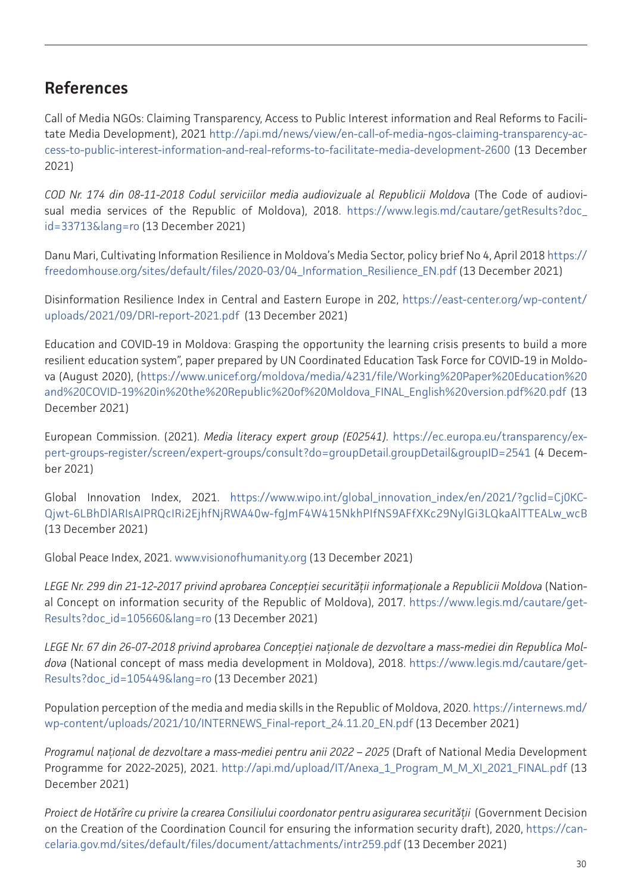## References

Call of Media NGOs: Claiming Transparency, Access to Public Interest information and Real Reforms to Facilitate Media Development), 2021 http://api.md/news/view/en-call-of-media-ngos-claiming-transparency-access-to-public-interest-information-and-real-reforms-to-facilitate-media-development-2600 (13 December 2021)

*COD Nr. 174 din 08-11-2018 Codul serviciilor media audiovizuale al Republicii Moldova* (The Code of audiovisual media services of the Republic of Moldova), 2018. https://www.legis.md/cautare/getResults?doc_id=33713&lang=ro (13 December 2021)

Danu Mari, Cultivating Information Resilience in Moldova's Media Sector, policy brief No 4, April 2018 https://freedomhouse.org/sites/default/files/2020-03/04_Information_Resilience_EN.pdf (13 December 2021)

Disinformation Resilience Index in Central and Eastern Europe in 202, https://east-center.org/wp-content/uploads/2021/09/DRI-report-2021.pdf (13 December 2021)

Education and COVID-19 in Moldova: Grasping the opportunity the learning crisis presents to build a more resilient education system", paper prepared by UN Coordinated Education Task Force for COVID-19 in Moldova (August 2020), (https://www.unicef.org/moldova/media/4231/file/Working%20Paper%20Education%20and%20COVID-19%20in%20the%20Republic%20of%20Moldova_FINAL_English%20version.pdf%20.pdf (13 December 2021)

European Commission. (2021). *Media literacy expert group (E02541)*. https://ec.europa.eu/transparency/expert-groups-register/screen/expert-groups/consult?do=groupDetail.groupDetail&groupID=2541 (4 December 2021)

Global Innovation Index, 2021. https://www.wipo.int/global_innovation_index/en/2021/?gclid=Cj0KCQjwt-6LBhDlARIsAIPRQcIRi2EjhfNjRWA40w-fgJmF4W415NkhPIfNS9AFfXKc29NylGi3LQkaAlTTEALw_wcB (13 December 2021)

Global Peace Index, 2021. www.visionofhumanity.org (13 December 2021)

*LEGE Nr. 299 din 21-12-2017 privind aprobarea Concepției securității informaționale a Republicii Moldova* (National Concept on information security of the Republic of Moldova), 2017. https://www.legis.md/cautare/getResults?doc_id=105660&lang=ro (13 December 2021)

*LEGE Nr. 67 din 26-07-2018 privind aprobarea Concepției naționale de dezvoltare a mass-mediei din Republica Moldova* (National concept of mass media development in Moldova), 2018. https://www.legis.md/cautare/getResults?doc_id=105449&lang=ro (13 December 2021)

Population perception of the media and media skills in the Republic of Moldova, 2020. https://internews.md/wp-content/uploads/2021/10/INTERNEWS_Final-report_24.11.20_EN.pdf (13 December 2021)

*Programul național de dezvoltare a mass-mediei pentru anii 2022 – 2025* (Draft of National Media Development Programme for 2022-2025), 2021. http://api.md/upload/IT/Anexa_1_Program_M_M_XI_2021_FINAL.pdf (13 December 2021)

*Proiect de Hotărîre cu privire la crearea Consiliului coordonator pentru asigurarea securității* (Government Decision on the Creation of the Coordination Council for ensuring the information security draft), 2020, https://cancelaria.gov.md/sites/default/files/document/attachments/intr259.pdf (13 December 2021)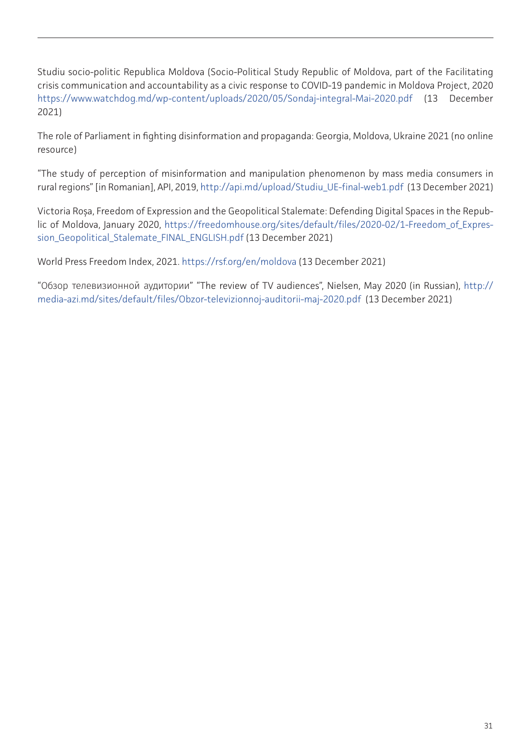Studiu socio-politic Republica Moldova (Socio-Political Study Republic of Moldova, part of the Facilitating crisis communication and accountability as a civic response to COVID-19 pandemic in Moldova Project, 2020 https://www.watchdog.md/wp-content/uploads/2020/05/Sondaj-integral-Mai-2020.pdf (13 December 2021)

The role of Parliament in fighting disinformation and propaganda: Georgia, Moldova, Ukraine 2021 (no online resource)

"The study of perception of misinformation and manipulation phenomenon by mass media consumers in rural regions" [in Romanian], API, 2019, http://api.md/upload/Studiu_UE-final-web1.pdf (13 December 2021)

Victoria Roșa, Freedom of Expression and the Geopolitical Stalemate: Defending Digital Spaces in the Republic of Moldova, January 2020, https://freedomhouse.org/sites/default/files/2020-02/1-Freedom_of_Expression_Geopolitical_Stalemate_FINAL_ENGLISH.pdf (13 December 2021)

World Press Freedom Index, 2021. https://rsf.org/en/moldova (13 December 2021)

"Обзор телевизионной аудитории" "The review of TV audiences", Nielsen, May 2020 (in Russian), http://media-azi.md/sites/default/files/Obzor-televizionnoj-auditorii-maj-2020.pdf (13 December 2021)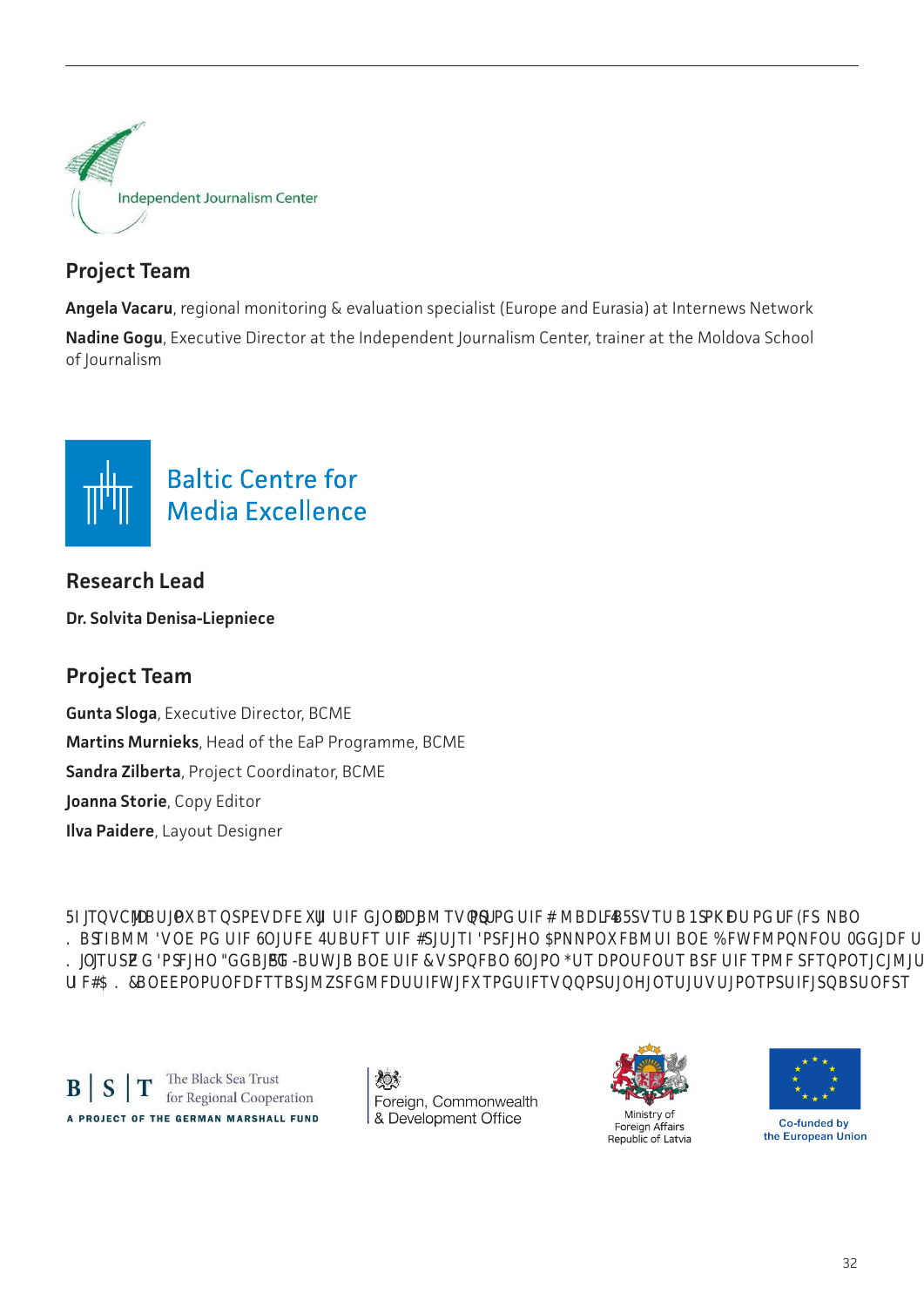Independent Journalism Center

## Project Team

**Angela Vacaru**, regional monitoring & evaluation specialist (Europe and Eurasia) at Internews Network

**Nadine Gogu**, Executive Director at the Independent Journalism Center, trainer at the Moldova School of Journalism

Baltic Centre for Media Excellence

## Research Lead

**Dr. Solvita Denisa-Liepniece**

## Project Team

**Gunta Sloga**, Executive Director, BCME

**Martins Murnieks**, Head of the EaP Programme, BCME

**Sandra Zilberta**, Project Coordinator, BCME

**Joanna Storie**, Copy Editor

**Ilva Paidere**, Layout Designer

5IJTQVCMJDBUJPOXBTQSPEVDFEXJUIUIFGJOBODJBMTVQQPSUPGUIF#MBDL4FB5SVTUB1SPKFDUPGUIF(FSNBO . BSTIBMM 'VOE PG UIF 6OJUFE 4UBUFT UIF #SJUJTI 'PSFJHO $PNNPOXFBMUI BOE %FWFMPQNFOU 0GGJDF U . JOJTUSZ PG 'PSFJHO "GGBJST PG -BUWJB BOE UIF &VSPQFBO 6OJPO *UT DPOUFOUT BSF UIF TPMF SFTQPOTJCJMJU UZ PG #$. & BOE EP OPU OFDFTTBSJMZ SFGMFDU UIF WJFXT PG UIF TVQQPSUJOH JOTUJUVUJPOT PS UIFJS QBSUOFST

B | S | T The Black Sea Trust for Regional Cooperation
A PROJECT OF THE GERMAN MARSHALL FUND

Foreign, Commonwealth & Development Office

Ministry of Foreign Affairs Republic of Latvia

Co-funded by the European Union